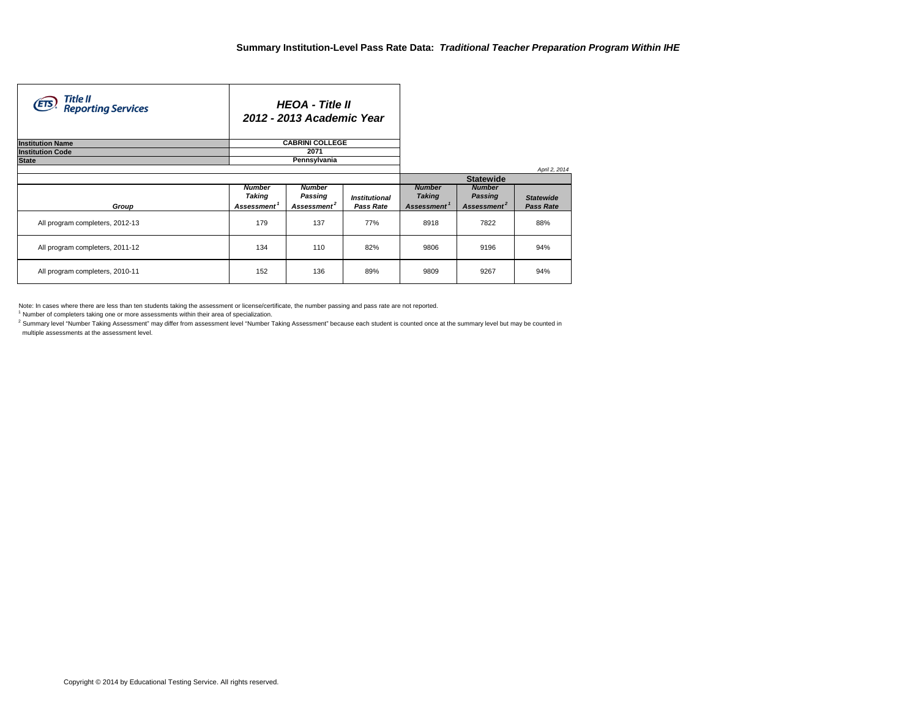# Summary Institution-Level Pass Rate Data: *Traditional Teacher Preparation Program Within IHE*

Title II Reporting Services

## *HEOA - Title II*
## *2012 - 2013 Academic Year*

| | |
|---|---|
| **Institution Name** | **CABRINI COLLEGE** |
| **Institution Code** | **2071** |
| **State** | **Pennsylvania** |

*April 2, 2014*

| | | | | Statewide | | |
|---|---|---|---|---|---|---|
| ***Group*** | ***Number Taking Assessment*** [1] | ***Number Passing Assessment*** [2] | ***Institutional Pass Rate*** | ***Number Taking Assessment*** [1] | ***Number Passing Assessment*** [2] | ***Statewide Pass Rate*** |
| All program completers, 2012-13 | 179 | 137 | 77% | 8918 | 7822 | 88% |
| All program completers, 2011-12 | 134 | 110 | 82% | 9806 | 9196 | 94% |
| All program completers, 2010-11 | 152 | 136 | 89% | 9809 | 9267 | 94% |

Note: In cases where there are less than ten students taking the assessment or license/certificate, the number passing and pass rate are not reported.

[1] Number of completers taking one or more assessments within their area of specialization.

[2] Summary level "Number Taking Assessment" may differ from assessment level "Number Taking Assessment" because each student is counted once at the summary level but may be counted in multiple assessments at the assessment level.

Copyright © 2014 by Educational Testing Service. All rights reserved.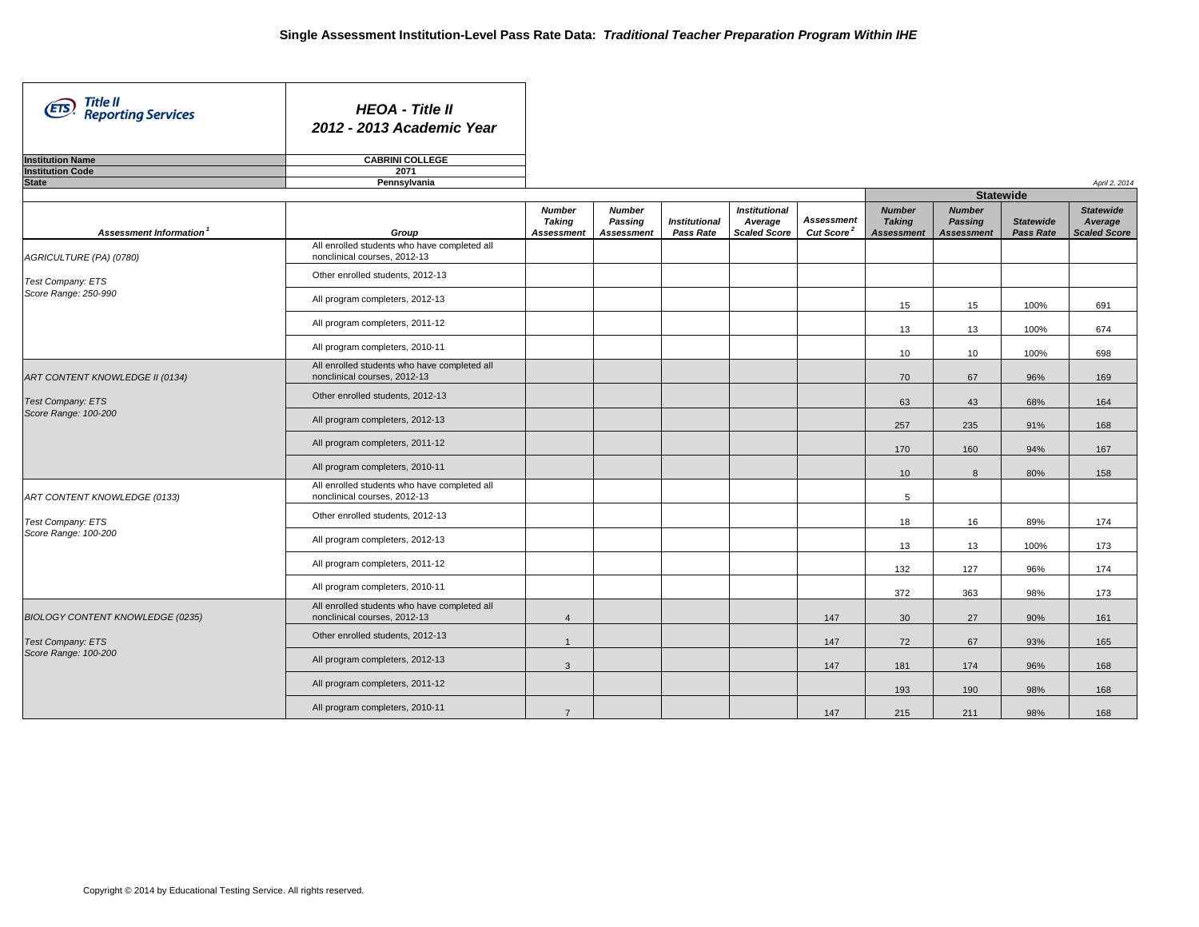## Single Assessment Institution-Level Pass Rate Data: *Traditional Teacher Preparation Program Within IHE*

**Title II Reporting Services**

***HEOA - Title II***
***2012 - 2013 Academic Year***

| | |
|---|---|
| **Institution Name** | **CABRINI COLLEGE** |
| **Institution Code** | **2071** |
| **State** | **Pennsylvania** |

*April 2, 2014*

| Assessment Information[1] | Group | Number Taking Assessment | Number Passing Assessment | Institutional Pass Rate | Institutional Average Scaled Score | Assessment Cut Score[2] | Statewide Number Taking Assessment | Statewide Number Passing Assessment | Statewide Pass Rate | Statewide Average Scaled Score |
|---|---|---|---|---|---|---|---|---|---|---|
| AGRICULTURE (PA) (0780) | All enrolled students who have completed all nonclinical courses, 2012-13 | | | | | | | | | |
| Test Company: ETS Score Range: 250-990 | Other enrolled students, 2012-13 | | | | | | | | | |
| | All program completers, 2012-13 | | | | | | 15 | 15 | 100% | 691 |
| | All program completers, 2011-12 | | | | | | 13 | 13 | 100% | 674 |
| | All program completers, 2010-11 | | | | | | 10 | 10 | 100% | 698 |
| ART CONTENT KNOWLEDGE II (0134) | All enrolled students who have completed all nonclinical courses, 2012-13 | | | | | | 70 | 67 | 96% | 169 |
| Test Company: ETS Score Range: 100-200 | Other enrolled students, 2012-13 | | | | | | 63 | 43 | 68% | 164 |
| | All program completers, 2012-13 | | | | | | 257 | 235 | 91% | 168 |
| | All program completers, 2011-12 | | | | | | 170 | 160 | 94% | 167 |
| | All program completers, 2010-11 | | | | | | 10 | 8 | 80% | 158 |
| ART CONTENT KNOWLEDGE (0133) | All enrolled students who have completed all nonclinical courses, 2012-13 | | | | | | 5 | | | |
| Test Company: ETS Score Range: 100-200 | Other enrolled students, 2012-13 | | | | | | 18 | 16 | 89% | 174 |
| | All program completers, 2012-13 | | | | | | 13 | 13 | 100% | 173 |
| | All program completers, 2011-12 | | | | | | 132 | 127 | 96% | 174 |
| | All program completers, 2010-11 | | | | | | 372 | 363 | 98% | 173 |
| BIOLOGY CONTENT KNOWLEDGE (0235) | All enrolled students who have completed all nonclinical courses, 2012-13 | 4 | | | | 147 | 30 | 27 | 90% | 161 |
| Test Company: ETS Score Range: 100-200 | Other enrolled students, 2012-13 | 1 | | | | 147 | 72 | 67 | 93% | 165 |
| | All program completers, 2012-13 | 3 | | | | 147 | 181 | 174 | 96% | 168 |
| | All program completers, 2011-12 | | | | | | 193 | 190 | 98% | 168 |
| | All program completers, 2010-11 | 7 | | | | 147 | 215 | 211 | 98% | 168 |

Copyright © 2014 by Educational Testing Service. All rights reserved.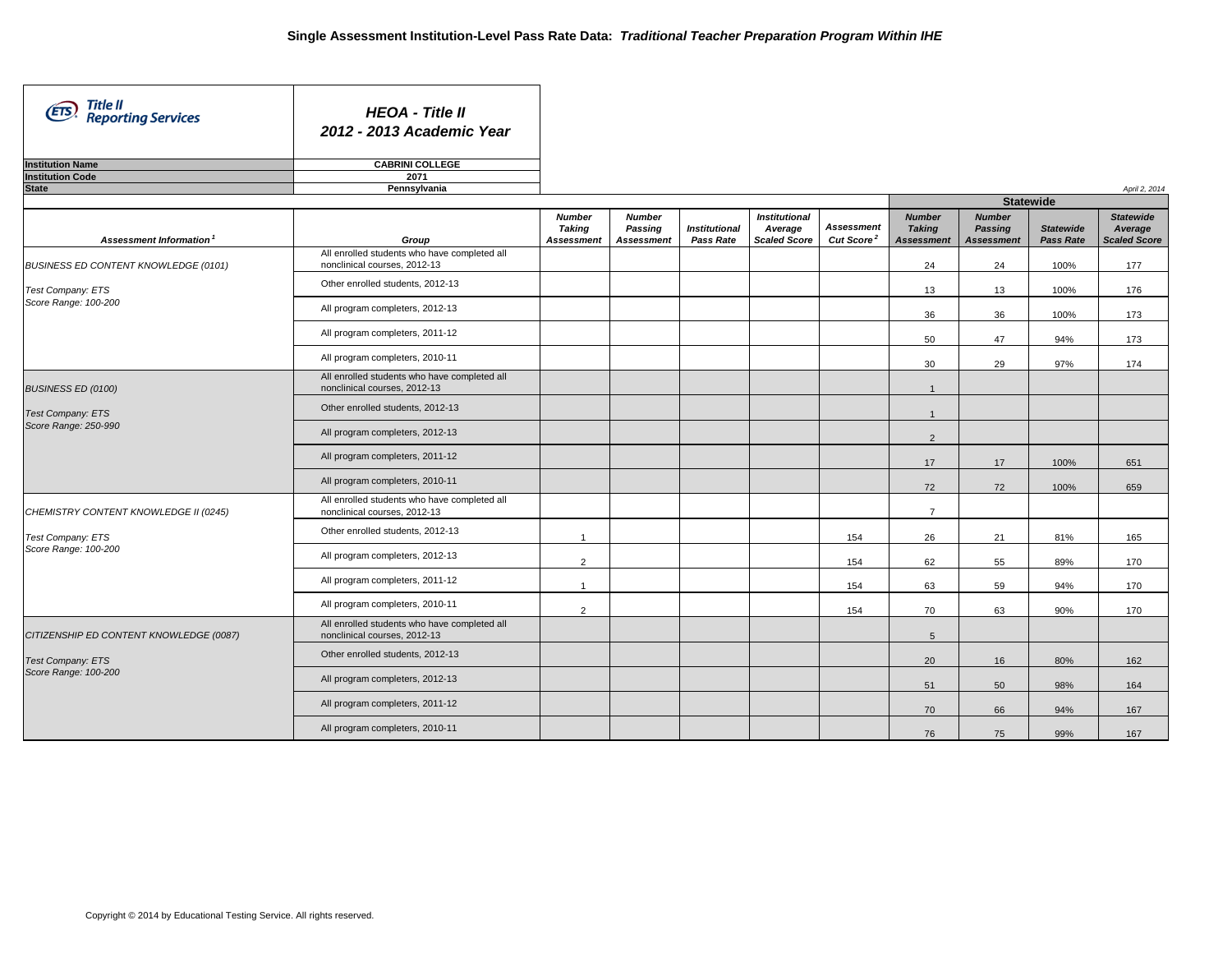# Single Assessment Institution-Level Pass Rate Data: *Traditional Teacher Preparation Program Within IHE*

**Title II Reporting Services**

***HEOA - Title II***
***2012 - 2013 Academic Year***

| | |
|---|---|
| **Institution Name** | **CABRINI COLLEGE** |
| **Institution Code** | **2071** |
| **State** | **Pennsylvania** |

*April 2, 2014*

| Assessment Information[1] | Group | Number Taking Assessment | Number Passing Assessment | Institutional Pass Rate | Institutional Average Scaled Score | Assessment Cut Score[2] | Statewide: Number Taking Assessment | Statewide: Number Passing Assessment | Statewide Pass Rate | Statewide Average Scaled Score |
|---|---|---|---|---|---|---|---|---|---|---|
| BUSINESS ED CONTENT KNOWLEDGE (0101) | All enrolled students who have completed all nonclinical courses, 2012-13 | | | | | | 24 | 24 | 100% | 177 |
| Test Company: ETS | Other enrolled students, 2012-13 | | | | | | 13 | 13 | 100% | 176 |
| Score Range: 100-200 | All program completers, 2012-13 | | | | | | 36 | 36 | 100% | 173 |
| | All program completers, 2011-12 | | | | | | 50 | 47 | 94% | 173 |
| | All program completers, 2010-11 | | | | | | 30 | 29 | 97% | 174 |
| BUSINESS ED (0100) | All enrolled students who have completed all nonclinical courses, 2012-13 | | | | | | 1 | | | |
| Test Company: ETS | Other enrolled students, 2012-13 | | | | | | 1 | | | |
| Score Range: 250-990 | All program completers, 2012-13 | | | | | | 2 | | | |
| | All program completers, 2011-12 | | | | | | 17 | 17 | 100% | 651 |
| | All program completers, 2010-11 | | | | | | 72 | 72 | 100% | 659 |
| CHEMISTRY CONTENT KNOWLEDGE II (0245) | All enrolled students who have completed all nonclinical courses, 2012-13 | | | | | | 7 | | | |
| Test Company: ETS | Other enrolled students, 2012-13 | 1 | | | | 154 | 26 | 21 | 81% | 165 |
| Score Range: 100-200 | All program completers, 2012-13 | 2 | | | | 154 | 62 | 55 | 89% | 170 |
| | All program completers, 2011-12 | 1 | | | | 154 | 63 | 59 | 94% | 170 |
| | All program completers, 2010-11 | 2 | | | | 154 | 70 | 63 | 90% | 170 |
| CITIZENSHIP ED CONTENT KNOWLEDGE (0087) | All enrolled students who have completed all nonclinical courses, 2012-13 | | | | | | 5 | | | |
| Test Company: ETS | Other enrolled students, 2012-13 | | | | | | 20 | 16 | 80% | 162 |
| Score Range: 100-200 | All program completers, 2012-13 | | | | | | 51 | 50 | 98% | 164 |
| | All program completers, 2011-12 | | | | | | 70 | 66 | 94% | 167 |
| | All program completers, 2010-11 | | | | | | 76 | 75 | 99% | 167 |

Copyright © 2014 by Educational Testing Service. All rights reserved.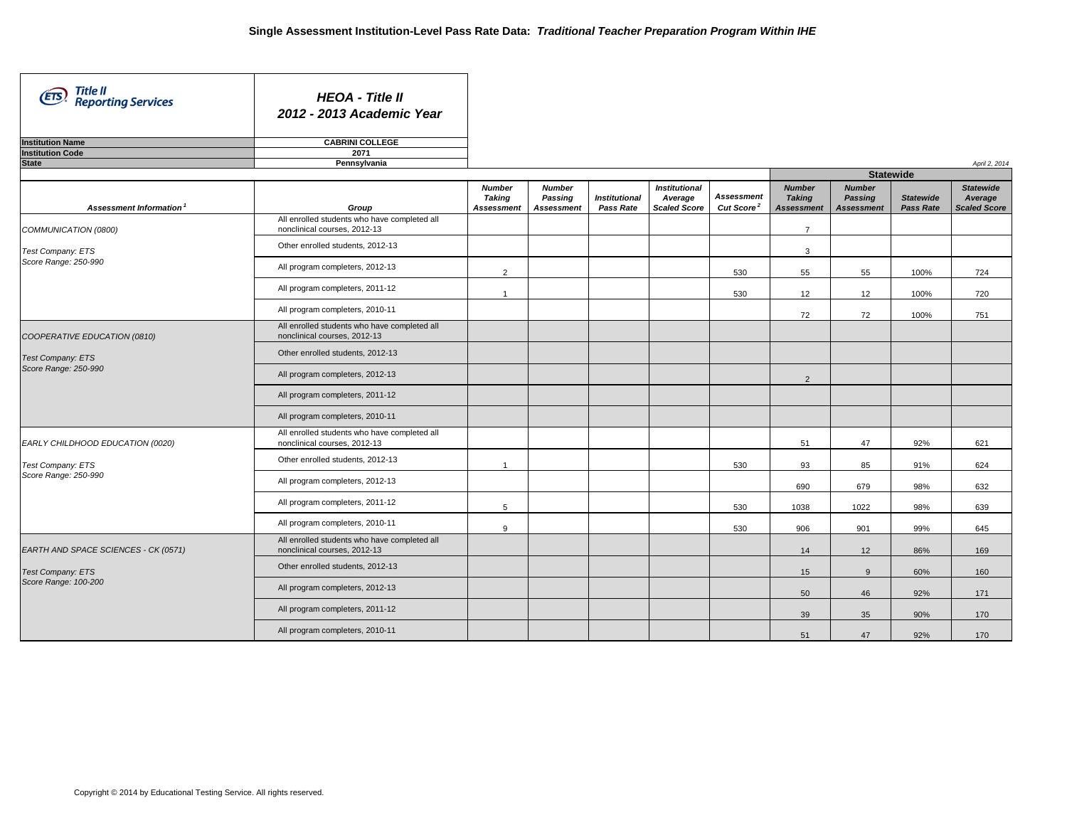# Single Assessment Institution-Level Pass Rate Data: *Traditional Teacher Preparation Program Within IHE*

Title II Reporting Services

***HEOA - Title II***
***2012 - 2013 Academic Year***

| | |
|---|---|
| **Institution Name** | **CABRINI COLLEGE** |
| **Institution Code** | **2071** |
| **State** | **Pennsylvania** |

*April 2, 2014*

| Assessment Information[1] | Group | Number Taking Assessment | Number Passing Assessment | Institutional Pass Rate | Institutional Average Scaled Score | Assessment Cut Score[2] | Statewide: Number Taking Assessment | Statewide: Number Passing Assessment | Statewide Pass Rate | Statewide Average Scaled Score |
|---|---|---|---|---|---|---|---|---|---|---|
| COMMUNICATION (0800)<br>Test Company: ETS<br>Score Range: 250-990 | All enrolled students who have completed all nonclinical courses, 2012-13 | | | | | | 7 | | | |
| | Other enrolled students, 2012-13 | | | | | | 3 | | | |
| | All program completers, 2012-13 | 2 | | | | 530 | 55 | 55 | 100% | 724 |
| | All program completers, 2011-12 | 1 | | | | 530 | 12 | 12 | 100% | 720 |
| | All program completers, 2010-11 | | | | | | 72 | 72 | 100% | 751 |
| COOPERATIVE EDUCATION (0810)<br>Test Company: ETS<br>Score Range: 250-990 | All enrolled students who have completed all nonclinical courses, 2012-13 | | | | | | | | | |
| | Other enrolled students, 2012-13 | | | | | | | | | |
| | All program completers, 2012-13 | | | | | | 2 | | | |
| | All program completers, 2011-12 | | | | | | | | | |
| | All program completers, 2010-11 | | | | | | | | | |
| EARLY CHILDHOOD EDUCATION (0020)<br>Test Company: ETS<br>Score Range: 250-990 | All enrolled students who have completed all nonclinical courses, 2012-13 | | | | | | 51 | 47 | 92% | 621 |
| | Other enrolled students, 2012-13 | 1 | | | | 530 | 93 | 85 | 91% | 624 |
| | All program completers, 2012-13 | | | | | | 690 | 679 | 98% | 632 |
| | All program completers, 2011-12 | 5 | | | | 530 | 1038 | 1022 | 98% | 639 |
| | All program completers, 2010-11 | 9 | | | | 530 | 906 | 901 | 99% | 645 |
| EARTH AND SPACE SCIENCES - CK (0571)<br>Test Company: ETS<br>Score Range: 100-200 | All enrolled students who have completed all nonclinical courses, 2012-13 | | | | | | 14 | 12 | 86% | 169 |
| | Other enrolled students, 2012-13 | | | | | | 15 | 9 | 60% | 160 |
| | All program completers, 2012-13 | | | | | | 50 | 46 | 92% | 171 |
| | All program completers, 2011-12 | | | | | | 39 | 35 | 90% | 170 |
| | All program completers, 2010-11 | | | | | | 51 | 47 | 92% | 170 |

Copyright © 2014 by Educational Testing Service. All rights reserved.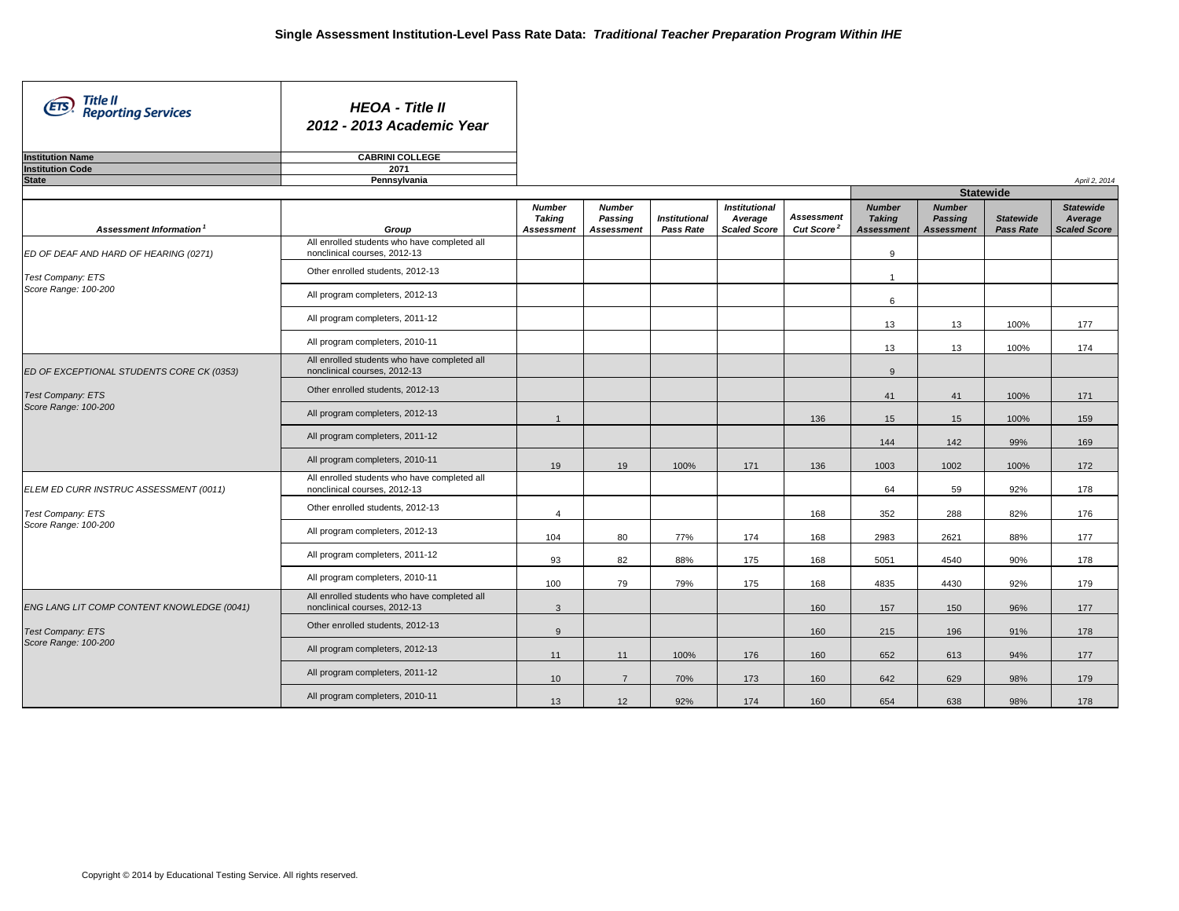# Single Assessment Institution-Level Pass Rate Data: *Traditional Teacher Preparation Program Within IHE*

**Title II Reporting Services**

***HEOA - Title II***
***2012 - 2013 Academic Year***

| | |
|---|---|
| **Institution Name** | **CABRINI COLLEGE** |
| **Institution Code** | **2071** |
| **State** | **Pennsylvania** |

*April 2, 2014*

| Assessment Information[1] | Group | Number Taking Assessment | Number Passing Assessment | Institutional Pass Rate | Institutional Average Scaled Score | Assessment Cut Score[2] | Statewide Number Taking Assessment | Statewide Number Passing Assessment | Statewide Pass Rate | Statewide Average Scaled Score |
|---|---|---|---|---|---|---|---|---|---|---|
| ED OF DEAF AND HARD OF HEARING (0271) | All enrolled students who have completed all nonclinical courses, 2012-13 | | | | | | 9 | | | |
| Test Company: ETS | Other enrolled students, 2012-13 | | | | | | 1 | | | |
| Score Range: 100-200 | All program completers, 2012-13 | | | | | | 6 | | | |
| | All program completers, 2011-12 | | | | | | 13 | 13 | 100% | 177 |
| | All program completers, 2010-11 | | | | | | 13 | 13 | 100% | 174 |
| ED OF EXCEPTIONAL STUDENTS CORE CK (0353) | All enrolled students who have completed all nonclinical courses, 2012-13 | | | | | | 9 | | | |
| Test Company: ETS | Other enrolled students, 2012-13 | | | | | | 41 | 41 | 100% | 171 |
| Score Range: 100-200 | All program completers, 2012-13 | 1 | | | | 136 | 15 | 15 | 100% | 159 |
| | All program completers, 2011-12 | | | | | | 144 | 142 | 99% | 169 |
| | All program completers, 2010-11 | 19 | 19 | 100% | 171 | 136 | 1003 | 1002 | 100% | 172 |
| ELEM ED CURR INSTRUC ASSESSMENT (0011) | All enrolled students who have completed all nonclinical courses, 2012-13 | | | | | | 64 | 59 | 92% | 178 |
| Test Company: ETS | Other enrolled students, 2012-13 | 4 | | | | 168 | 352 | 288 | 82% | 176 |
| Score Range: 100-200 | All program completers, 2012-13 | 104 | 80 | 77% | 174 | 168 | 2983 | 2621 | 88% | 177 |
| | All program completers, 2011-12 | 93 | 82 | 88% | 175 | 168 | 5051 | 4540 | 90% | 178 |
| | All program completers, 2010-11 | 100 | 79 | 79% | 175 | 168 | 4835 | 4430 | 92% | 179 |
| ENG LANG LIT COMP CONTENT KNOWLEDGE (0041) | All enrolled students who have completed all nonclinical courses, 2012-13 | 3 | | | | 160 | 157 | 150 | 96% | 177 |
| Test Company: ETS | Other enrolled students, 2012-13 | 9 | | | | 160 | 215 | 196 | 91% | 178 |
| Score Range: 100-200 | All program completers, 2012-13 | 11 | 11 | 100% | 176 | 160 | 652 | 613 | 94% | 177 |
| | All program completers, 2011-12 | 10 | 7 | 70% | 173 | 160 | 642 | 629 | 98% | 179 |
| | All program completers, 2010-11 | 13 | 12 | 92% | 174 | 160 | 654 | 638 | 98% | 178 |

Copyright © 2014 by Educational Testing Service. All rights reserved.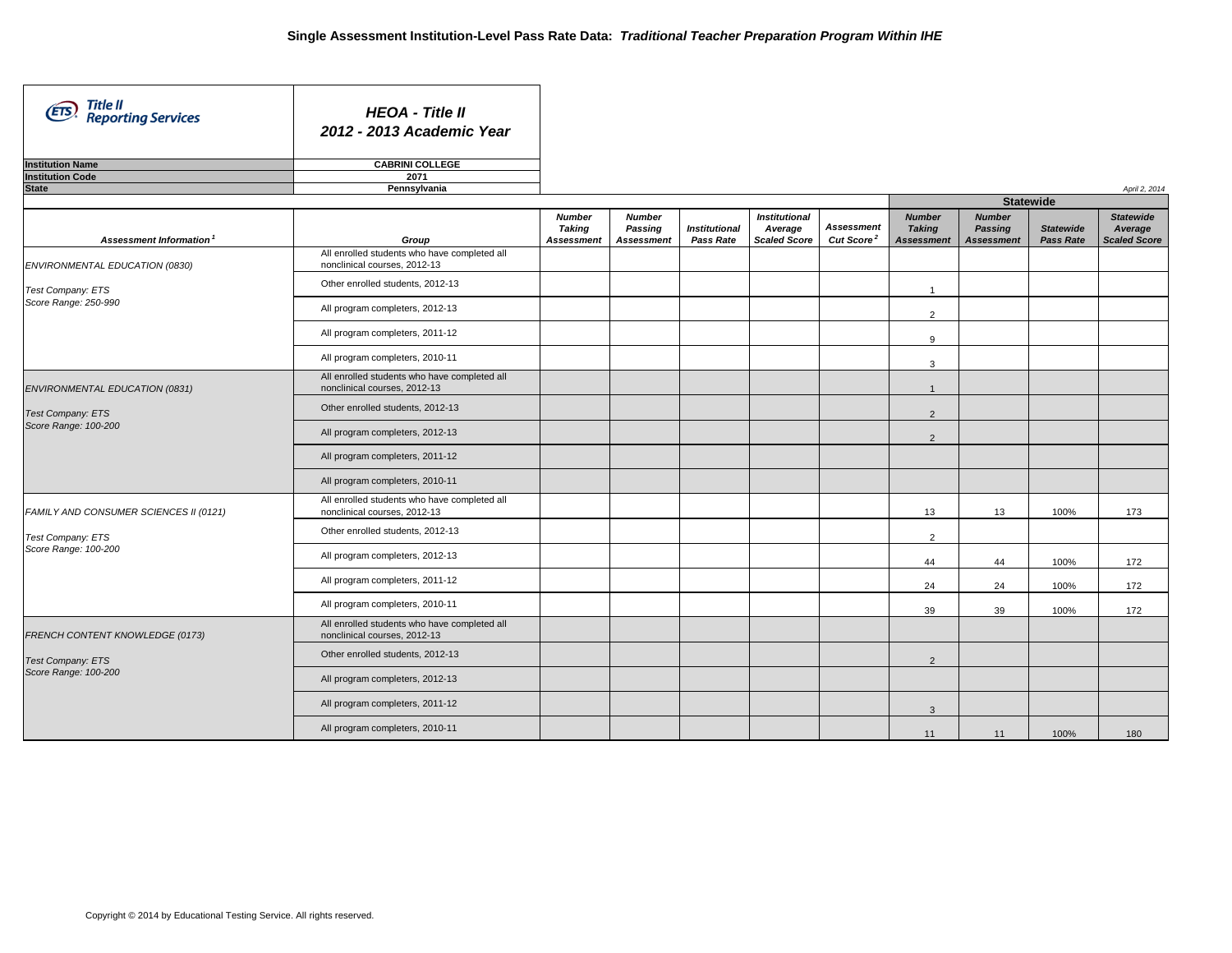## Single Assessment Institution-Level Pass Rate Data: *Traditional Teacher Preparation Program Within IHE*

**ETS Title II Reporting Services**

***HEOA - Title II***
***2012 - 2013 Academic Year***

| | |
|---|---|
| **Institution Name** | **CABRINI COLLEGE** |
| **Institution Code** | **2071** |
| **State** | **Pennsylvania** |

*April 2, 2014*

| *Assessment Information[1]* | *Group* | *Number Taking Assessment* | *Number Passing Assessment* | *Institutional Pass Rate* | *Institutional Average Scaled Score* | *Assessment Cut Score[2]* | Statewide: *Number Taking Assessment* | Statewide: *Number Passing Assessment* | Statewide: *Statewide Pass Rate* | Statewide: *Statewide Average Scaled Score* |
|---|---|---|---|---|---|---|---|---|---|---|
| *ENVIRONMENTAL EDUCATION (0830)* *Test Company: ETS* *Score Range: 250-990* | All enrolled students who have completed all nonclinical courses, 2012-13 | | | | | | | | | |
| | Other enrolled students, 2012-13 | | | | | | 1 | | | |
| | All program completers, 2012-13 | | | | | | 2 | | | |
| | All program completers, 2011-12 | | | | | | 9 | | | |
| | All program completers, 2010-11 | | | | | | 3 | | | |
| *ENVIRONMENTAL EDUCATION (0831)* *Test Company: ETS* *Score Range: 100-200* | All enrolled students who have completed all nonclinical courses, 2012-13 | | | | | | 1 | | | |
| | Other enrolled students, 2012-13 | | | | | | 2 | | | |
| | All program completers, 2012-13 | | | | | | 2 | | | |
| | All program completers, 2011-12 | | | | | | | | | |
| | All program completers, 2010-11 | | | | | | | | | |
| *FAMILY AND CONSUMER SCIENCES II (0121)* *Test Company: ETS* *Score Range: 100-200* | All enrolled students who have completed all nonclinical courses, 2012-13 | | | | | | 13 | 13 | 100% | 173 |
| | Other enrolled students, 2012-13 | | | | | | 2 | | | |
| | All program completers, 2012-13 | | | | | | 44 | 44 | 100% | 172 |
| | All program completers, 2011-12 | | | | | | 24 | 24 | 100% | 172 |
| | All program completers, 2010-11 | | | | | | 39 | 39 | 100% | 172 |
| *FRENCH CONTENT KNOWLEDGE (0173)* *Test Company: ETS* *Score Range: 100-200* | All enrolled students who have completed all nonclinical courses, 2012-13 | | | | | | | | | |
| | Other enrolled students, 2012-13 | | | | | | 2 | | | |
| | All program completers, 2012-13 | | | | | | | | | |
| | All program completers, 2011-12 | | | | | | 3 | | | |
| | All program completers, 2010-11 | | | | | | 11 | 11 | 100% | 180 |

Copyright © 2014 by Educational Testing Service. All rights reserved.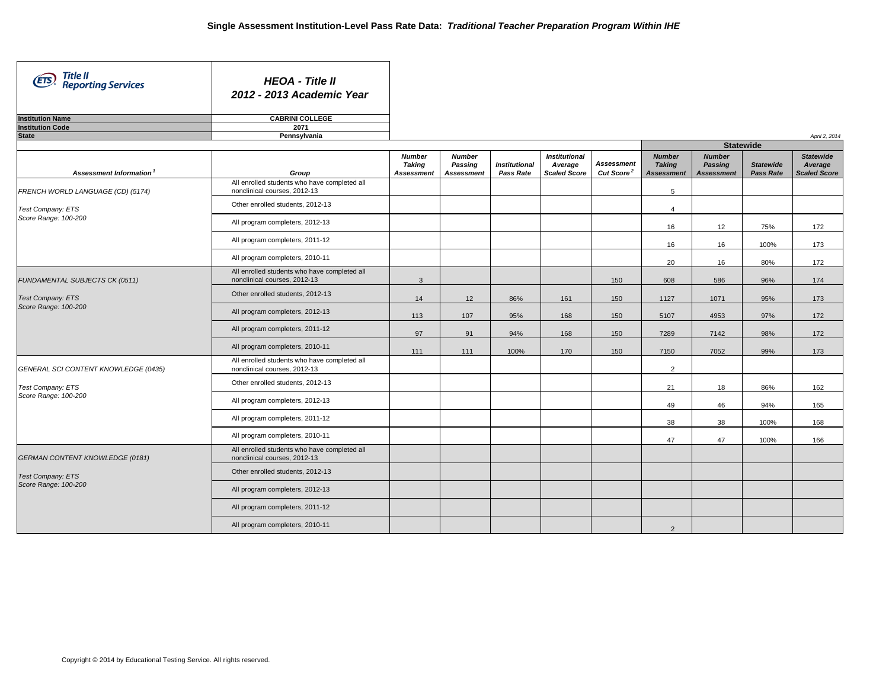# Single Assessment Institution-Level Pass Rate Data: *Traditional Teacher Preparation Program Within IHE*

**Title II Reporting Services**

***HEOA - Title II***
***2012 - 2013 Academic Year***

| | |
|---|---|
| **Institution Name** | **CABRINI COLLEGE** |
| **Institution Code** | **2071** |
| **State** | **Pennsylvania** |

*April 2, 2014*

| Assessment Information[1] | Group | Number Taking Assessment | Number Passing Assessment | Institutional Pass Rate | Institutional Average Scaled Score | Assessment Cut Score[2] | Statewide Number Taking Assessment | Statewide Number Passing Assessment | Statewide Pass Rate | Statewide Average Scaled Score |
|---|---|---|---|---|---|---|---|---|---|---|
| FRENCH WORLD LANGUAGE (CD) (5174) | All enrolled students who have completed all nonclinical courses, 2012-13 | | | | | | 5 | | | |
| Test Company: ETS | Other enrolled students, 2012-13 | | | | | | 4 | | | |
| Score Range: 100-200 | All program completers, 2012-13 | | | | | | 16 | 12 | 75% | 172 |
| | All program completers, 2011-12 | | | | | | 16 | 16 | 100% | 173 |
| | All program completers, 2010-11 | | | | | | 20 | 16 | 80% | 172 |
| FUNDAMENTAL SUBJECTS CK (0511) | All enrolled students who have completed all nonclinical courses, 2012-13 | 3 | | | | 150 | 608 | 586 | 96% | 174 |
| Test Company: ETS | Other enrolled students, 2012-13 | 14 | 12 | 86% | 161 | 150 | 1127 | 1071 | 95% | 173 |
| Score Range: 100-200 | All program completers, 2012-13 | 113 | 107 | 95% | 168 | 150 | 5107 | 4953 | 97% | 172 |
| | All program completers, 2011-12 | 97 | 91 | 94% | 168 | 150 | 7289 | 7142 | 98% | 172 |
| | All program completers, 2010-11 | 111 | 111 | 100% | 170 | 150 | 7150 | 7052 | 99% | 173 |
| GENERAL SCI CONTENT KNOWLEDGE (0435) | All enrolled students who have completed all nonclinical courses, 2012-13 | | | | | | 2 | | | |
| Test Company: ETS | Other enrolled students, 2012-13 | | | | | | 21 | 18 | 86% | 162 |
| Score Range: 100-200 | All program completers, 2012-13 | | | | | | 49 | 46 | 94% | 165 |
| | All program completers, 2011-12 | | | | | | 38 | 38 | 100% | 168 |
| | All program completers, 2010-11 | | | | | | 47 | 47 | 100% | 166 |
| GERMAN CONTENT KNOWLEDGE (0181) | All enrolled students who have completed all nonclinical courses, 2012-13 | | | | | | | | | |
| Test Company: ETS | Other enrolled students, 2012-13 | | | | | | | | | |
| Score Range: 100-200 | All program completers, 2012-13 | | | | | | | | | |
| | All program completers, 2011-12 | | | | | | | | | |
| | All program completers, 2010-11 | | | | | | 2 | | | |

Copyright © 2014 by Educational Testing Service. All rights reserved.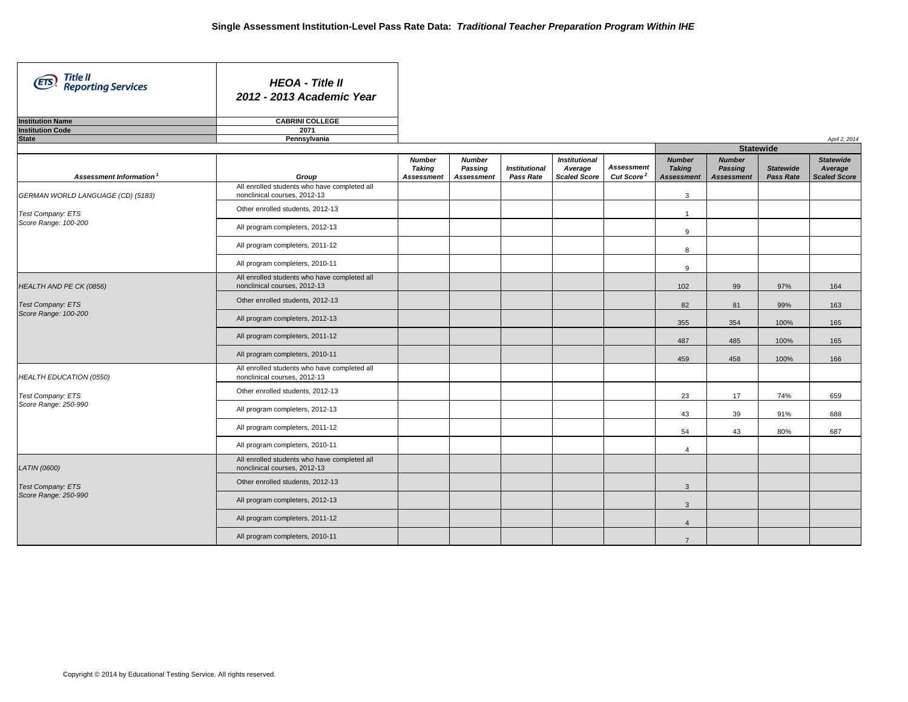# Single Assessment Institution-Level Pass Rate Data: *Traditional Teacher Preparation Program Within IHE*

**Title II Reporting Services**

***HEOA - Title II***
***2012 - 2013 Academic Year***

| | |
|---|---|
| **Institution Name** | **CABRINI COLLEGE** |
| **Institution Code** | **2071** |
| **State** | **Pennsylvania** |

*April 2, 2014*

| Assessment Information[1] | Group | Number Taking Assessment | Number Passing Assessment | Institutional Pass Rate | Institutional Average Scaled Score | Assessment Cut Score[2] | Statewide Number Taking Assessment | Statewide Number Passing Assessment | Statewide Pass Rate | Statewide Average Scaled Score |
|---|---|---|---|---|---|---|---|---|---|---|
| GERMAN WORLD LANGUAGE (CD) (5183) | All enrolled students who have completed all nonclinical courses, 2012-13 | | | | | | 3 | | | |
| Test Company: ETS | Other enrolled students, 2012-13 | | | | | | 1 | | | |
| Score Range: 100-200 | All program completers, 2012-13 | | | | | | 9 | | | |
| | All program completers, 2011-12 | | | | | | 8 | | | |
| | All program completers, 2010-11 | | | | | | 9 | | | |
| HEALTH AND PE CK (0856) | All enrolled students who have completed all nonclinical courses, 2012-13 | | | | | | 102 | 99 | 97% | 164 |
| Test Company: ETS | Other enrolled students, 2012-13 | | | | | | 82 | 81 | 99% | 163 |
| Score Range: 100-200 | All program completers, 2012-13 | | | | | | 355 | 354 | 100% | 165 |
| | All program completers, 2011-12 | | | | | | 487 | 485 | 100% | 165 |
| | All program completers, 2010-11 | | | | | | 459 | 458 | 100% | 166 |
| HEALTH EDUCATION (0550) | All enrolled students who have completed all nonclinical courses, 2012-13 | | | | | | | | | |
| Test Company: ETS | Other enrolled students, 2012-13 | | | | | | 23 | 17 | 74% | 659 |
| Score Range: 250-990 | All program completers, 2012-13 | | | | | | 43 | 39 | 91% | 688 |
| | All program completers, 2011-12 | | | | | | 54 | 43 | 80% | 687 |
| | All program completers, 2010-11 | | | | | | 4 | | | |
| LATIN (0600) | All enrolled students who have completed all nonclinical courses, 2012-13 | | | | | | | | | |
| Test Company: ETS | Other enrolled students, 2012-13 | | | | | | 3 | | | |
| Score Range: 250-990 | All program completers, 2012-13 | | | | | | 3 | | | |
| | All program completers, 2011-12 | | | | | | 4 | | | |
| | All program completers, 2010-11 | | | | | | 7 | | | |

Copyright © 2014 by Educational Testing Service. All rights reserved.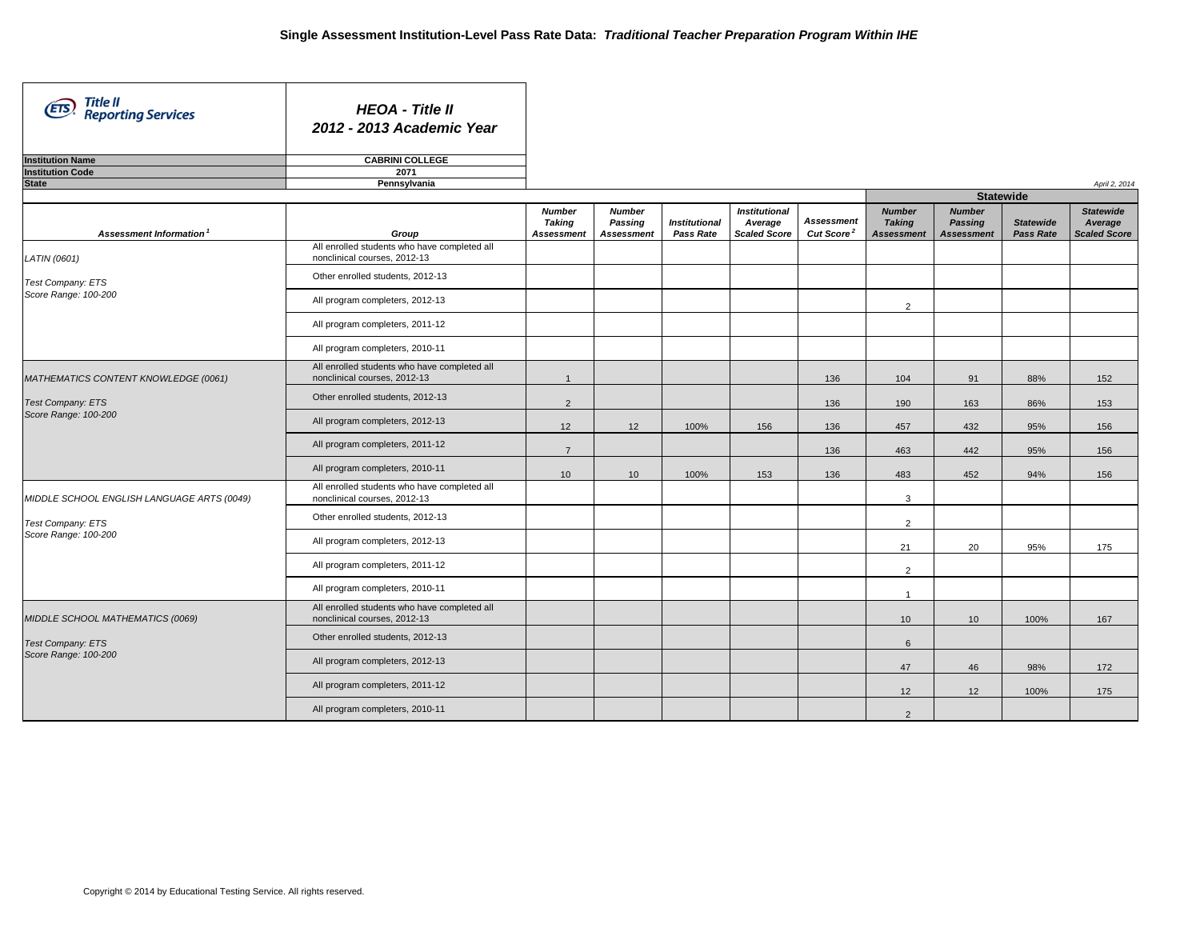# Single Assessment Institution-Level Pass Rate Data: *Traditional Teacher Preparation Program Within IHE*

**Title II Reporting Services**

***HEOA - Title II***
***2012 - 2013 Academic Year***

| | |
|---|---|
| **Institution Name** | **CABRINI COLLEGE** |
| **Institution Code** | **2071** |
| **State** | **Pennsylvania** |

*April 2, 2014*

| Assessment Information[1] | Group | Number Taking Assessment | Number Passing Assessment | Institutional Pass Rate | Institutional Average Scaled Score | Assessment Cut Score[2] | Statewide: Number Taking Assessment | Statewide: Number Passing Assessment | Statewide Pass Rate | Statewide Average Scaled Score |
|---|---|---|---|---|---|---|---|---|---|---|
| LATIN (0601) | All enrolled students who have completed all nonclinical courses, 2012-13 | | | | | | | | | |
| Test Company: ETS | Other enrolled students, 2012-13 | | | | | | | | | |
| Score Range: 100-200 | All program completers, 2012-13 | | | | | | 2 | | | |
| | All program completers, 2011-12 | | | | | | | | | |
| | All program completers, 2010-11 | | | | | | | | | |
| MATHEMATICS CONTENT KNOWLEDGE (0061) | All enrolled students who have completed all nonclinical courses, 2012-13 | 1 | | | | 136 | 104 | 91 | 88% | 152 |
| Test Company: ETS | Other enrolled students, 2012-13 | 2 | | | | 136 | 190 | 163 | 86% | 153 |
| Score Range: 100-200 | All program completers, 2012-13 | 12 | 12 | 100% | 156 | 136 | 457 | 432 | 95% | 156 |
| | All program completers, 2011-12 | 7 | | | | 136 | 463 | 442 | 95% | 156 |
| | All program completers, 2010-11 | 10 | 10 | 100% | 153 | 136 | 483 | 452 | 94% | 156 |
| MIDDLE SCHOOL ENGLISH LANGUAGE ARTS (0049) | All enrolled students who have completed all nonclinical courses, 2012-13 | | | | | | 3 | | | |
| Test Company: ETS | Other enrolled students, 2012-13 | | | | | | 2 | | | |
| Score Range: 100-200 | All program completers, 2012-13 | | | | | | 21 | 20 | 95% | 175 |
| | All program completers, 2011-12 | | | | | | 2 | | | |
| | All program completers, 2010-11 | | | | | | 1 | | | |
| MIDDLE SCHOOL MATHEMATICS (0069) | All enrolled students who have completed all nonclinical courses, 2012-13 | | | | | | 10 | 10 | 100% | 167 |
| Test Company: ETS | Other enrolled students, 2012-13 | | | | | | 6 | | | |
| Score Range: 100-200 | All program completers, 2012-13 | | | | | | 47 | 46 | 98% | 172 |
| | All program completers, 2011-12 | | | | | | 12 | 12 | 100% | 175 |
| | All program completers, 2010-11 | | | | | | 2 | | | |

Copyright © 2014 by Educational Testing Service. All rights reserved.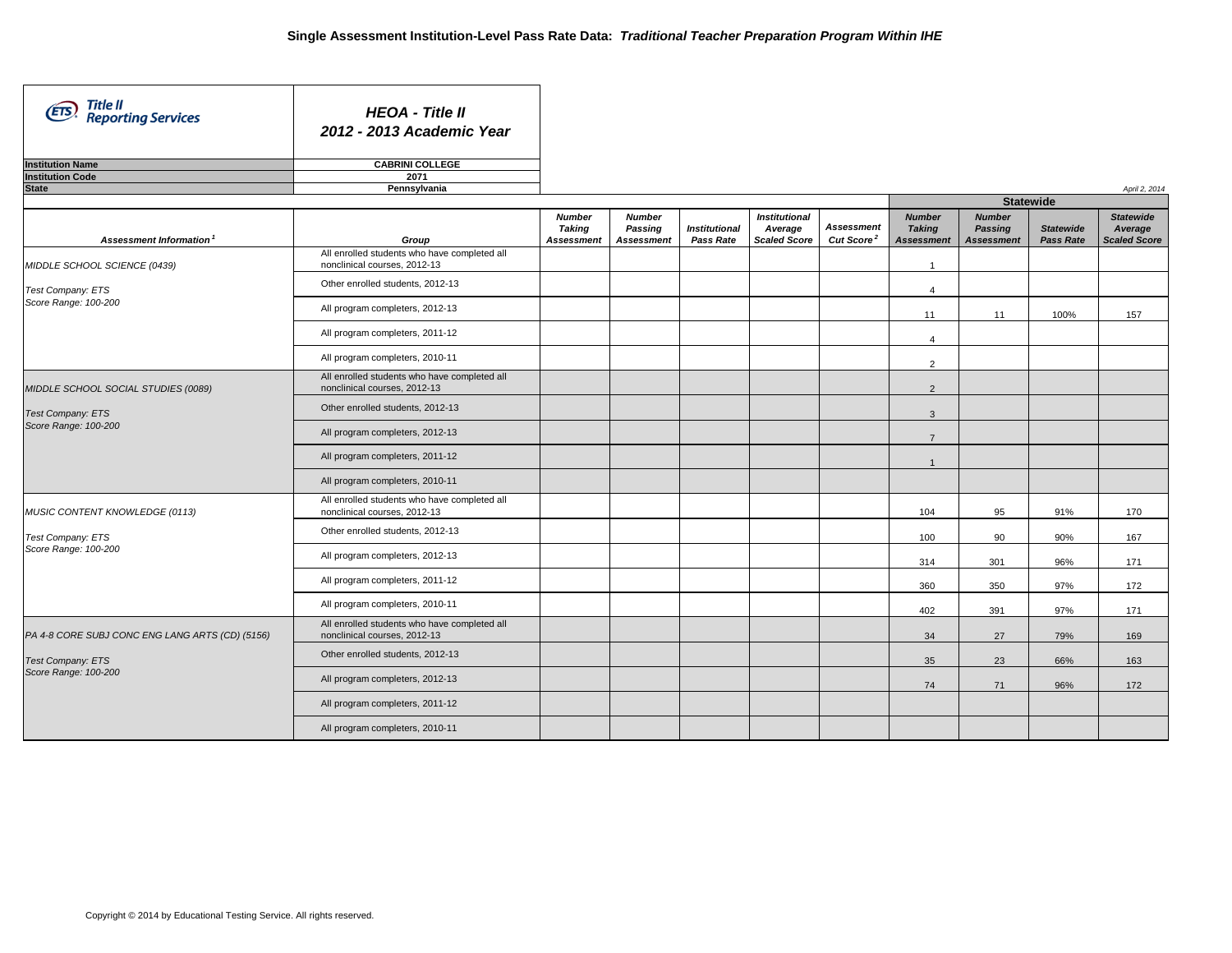# Single Assessment Institution-Level Pass Rate Data: *Traditional Teacher Preparation Program Within IHE*

**Title II Reporting Services**

***HEOA - Title II***
***2012 - 2013 Academic Year***

| | |
|---|---|
| **Institution Name** | **CABRINI COLLEGE** |
| **Institution Code** | **2071** |
| **State** | **Pennsylvania** |

*April 2, 2014*

| Assessment Information[1] | Group | Number Taking Assessment | Number Passing Assessment | Institutional Pass Rate | Institutional Average Scaled Score | Assessment Cut Score[2] | Statewide Number Taking Assessment | Statewide Number Passing Assessment | Statewide Pass Rate | Statewide Average Scaled Score |
|---|---|---|---|---|---|---|---|---|---|---|
| MIDDLE SCHOOL SCIENCE (0439) | All enrolled students who have completed all nonclinical courses, 2012-13 | | | | | | 1 | | | |
| Test Company: ETS | Other enrolled students, 2012-13 | | | | | | 4 | | | |
| Score Range: 100-200 | All program completers, 2012-13 | | | | | | 11 | 11 | 100% | 157 |
| | All program completers, 2011-12 | | | | | | 4 | | | |
| | All program completers, 2010-11 | | | | | | 2 | | | |
| MIDDLE SCHOOL SOCIAL STUDIES (0089) | All enrolled students who have completed all nonclinical courses, 2012-13 | | | | | | 2 | | | |
| Test Company: ETS | Other enrolled students, 2012-13 | | | | | | 3 | | | |
| Score Range: 100-200 | All program completers, 2012-13 | | | | | | 7 | | | |
| | All program completers, 2011-12 | | | | | | 1 | | | |
| | All program completers, 2010-11 | | | | | | | | | |
| MUSIC CONTENT KNOWLEDGE (0113) | All enrolled students who have completed all nonclinical courses, 2012-13 | | | | | | 104 | 95 | 91% | 170 |
| Test Company: ETS | Other enrolled students, 2012-13 | | | | | | 100 | 90 | 90% | 167 |
| Score Range: 100-200 | All program completers, 2012-13 | | | | | | 314 | 301 | 96% | 171 |
| | All program completers, 2011-12 | | | | | | 360 | 350 | 97% | 172 |
| | All program completers, 2010-11 | | | | | | 402 | 391 | 97% | 171 |
| PA 4-8 CORE SUBJ CONC ENG LANG ARTS (CD) (5156) | All enrolled students who have completed all nonclinical courses, 2012-13 | | | | | | 34 | 27 | 79% | 169 |
| Test Company: ETS | Other enrolled students, 2012-13 | | | | | | 35 | 23 | 66% | 163 |
| Score Range: 100-200 | All program completers, 2012-13 | | | | | | 74 | 71 | 96% | 172 |
| | All program completers, 2011-12 | | | | | | | | | |
| | All program completers, 2010-11 | | | | | | | | | |

Copyright © 2014 by Educational Testing Service. All rights reserved.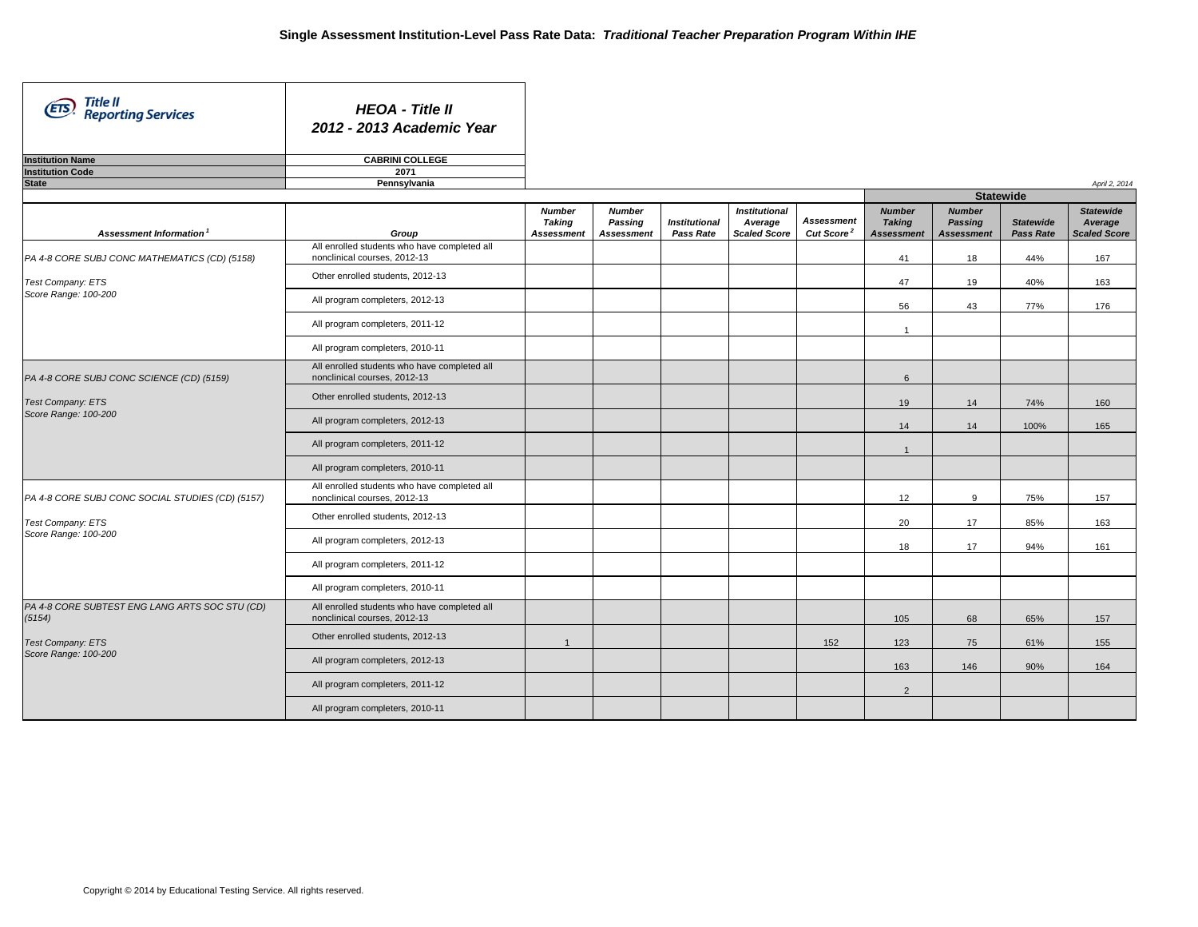## Single Assessment Institution-Level Pass Rate Data: *Traditional Teacher Preparation Program Within IHE*

**Title II Reporting Services**

***HEOA - Title II***
***2012 - 2013 Academic Year***

| | |
|---|---|
| **Institution Name** | **CABRINI COLLEGE** |
| **Institution Code** | **2071** |
| **State** | **Pennsylvania** |

*April 2, 2014*

| Assessment Information[1] | Group | Number Taking Assessment | Number Passing Assessment | Institutional Pass Rate | Institutional Average Scaled Score | Assessment Cut Score[2] | Statewide: Number Taking Assessment | Statewide: Number Passing Assessment | Statewide Pass Rate | Statewide Average Scaled Score |
|---|---|---|---|---|---|---|---|---|---|---|
| PA 4-8 CORE SUBJ CONC MATHEMATICS (CD) (5158)<br>Test Company: ETS<br>Score Range: 100-200 | All enrolled students who have completed all nonclinical courses, 2012-13 | | | | | | 41 | 18 | 44% | 167 |
| | Other enrolled students, 2012-13 | | | | | | 47 | 19 | 40% | 163 |
| | All program completers, 2012-13 | | | | | | 56 | 43 | 77% | 176 |
| | All program completers, 2011-12 | | | | | | 1 | | | |
| | All program completers, 2010-11 | | | | | | | | | |
| PA 4-8 CORE SUBJ CONC SCIENCE (CD) (5159)<br>Test Company: ETS<br>Score Range: 100-200 | All enrolled students who have completed all nonclinical courses, 2012-13 | | | | | | 6 | | | |
| | Other enrolled students, 2012-13 | | | | | | 19 | 14 | 74% | 160 |
| | All program completers, 2012-13 | | | | | | 14 | 14 | 100% | 165 |
| | All program completers, 2011-12 | | | | | | 1 | | | |
| | All program completers, 2010-11 | | | | | | | | | |
| PA 4-8 CORE SUBJ CONC SOCIAL STUDIES (CD) (5157)<br>Test Company: ETS<br>Score Range: 100-200 | All enrolled students who have completed all nonclinical courses, 2012-13 | | | | | | 12 | 9 | 75% | 157 |
| | Other enrolled students, 2012-13 | | | | | | 20 | 17 | 85% | 163 |
| | All program completers, 2012-13 | | | | | | 18 | 17 | 94% | 161 |
| | All program completers, 2011-12 | | | | | | | | | |
| | All program completers, 2010-11 | | | | | | | | | |
| PA 4-8 CORE SUBTEST ENG LANG ARTS SOC STU (CD) (5154)<br>Test Company: ETS<br>Score Range: 100-200 | All enrolled students who have completed all nonclinical courses, 2012-13 | | | | | | 105 | 68 | 65% | 157 |
| | Other enrolled students, 2012-13 | 1 | | | | 152 | 123 | 75 | 61% | 155 |
| | All program completers, 2012-13 | | | | | | 163 | 146 | 90% | 164 |
| | All program completers, 2011-12 | | | | | | 2 | | | |
| | All program completers, 2010-11 | | | | | | | | | |

Copyright © 2014 by Educational Testing Service. All rights reserved.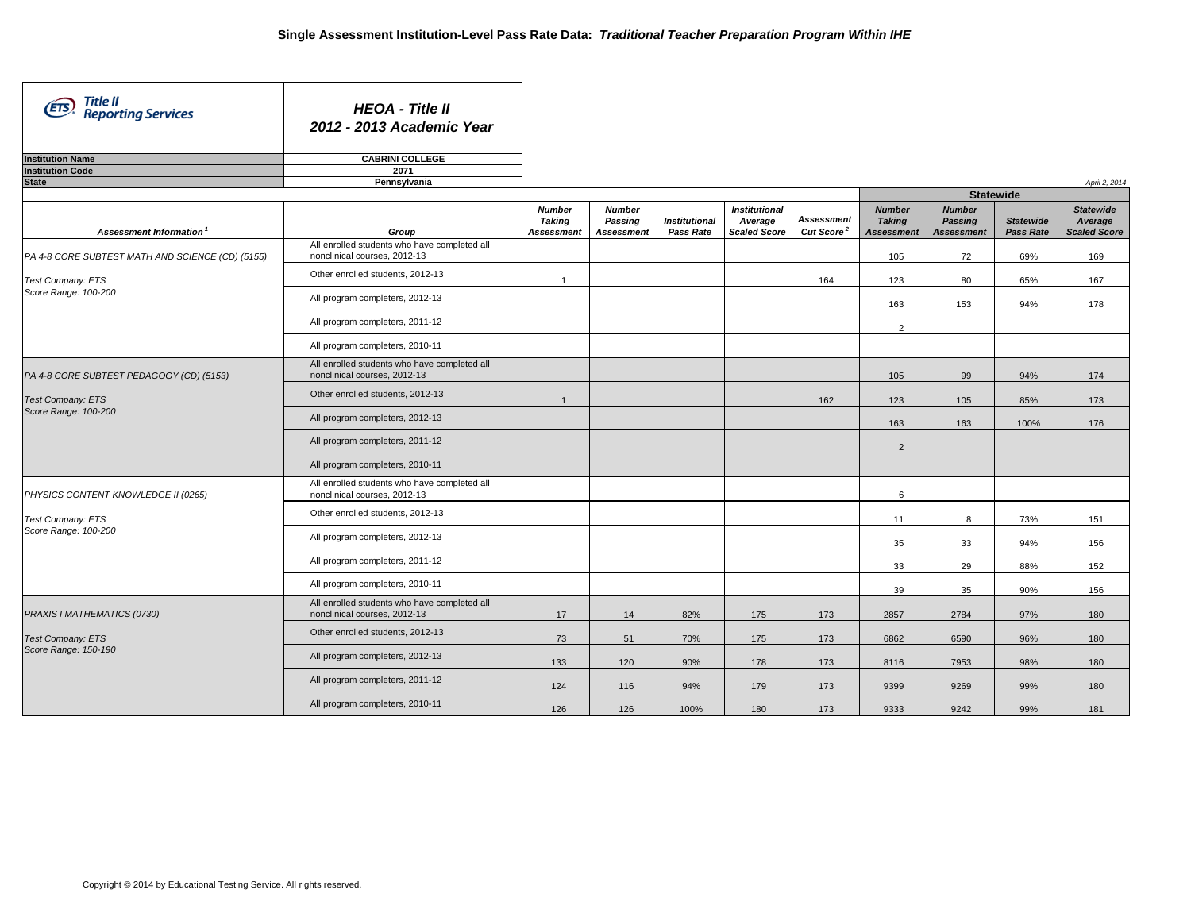# Single Assessment Institution-Level Pass Rate Data: *Traditional Teacher Preparation Program Within IHE*

**Title II Reporting Services**

***HEOA - Title II***
***2012 - 2013 Academic Year***

| | |
|---|---|
| **Institution Name** | **CABRINI COLLEGE** |
| **Institution Code** | **2071** |
| **State** | **Pennsylvania** |

*April 2, 2014*

| Assessment Information[1] | Group | Number Taking Assessment | Number Passing Assessment | Institutional Pass Rate | Institutional Average Scaled Score | Assessment Cut Score[2] | Statewide: Number Taking Assessment | Statewide: Number Passing Assessment | Statewide Pass Rate | Statewide Average Scaled Score |
|---|---|---|---|---|---|---|---|---|---|---|
| PA 4-8 CORE SUBTEST MATH AND SCIENCE (CD) (5155) | All enrolled students who have completed all nonclinical courses, 2012-13 | | | | | | 105 | 72 | 69% | 169 |
| Test Company: ETS | Other enrolled students, 2012-13 | 1 | | | | 164 | 123 | 80 | 65% | 167 |
| Score Range: 100-200 | All program completers, 2012-13 | | | | | | 163 | 153 | 94% | 178 |
| | All program completers, 2011-12 | | | | | | 2 | | | |
| | All program completers, 2010-11 | | | | | | | | | |
| PA 4-8 CORE SUBTEST PEDAGOGY (CD) (5153) | All enrolled students who have completed all nonclinical courses, 2012-13 | | | | | | 105 | 99 | 94% | 174 |
| Test Company: ETS | Other enrolled students, 2012-13 | 1 | | | | 162 | 123 | 105 | 85% | 173 |
| Score Range: 100-200 | All program completers, 2012-13 | | | | | | 163 | 163 | 100% | 176 |
| | All program completers, 2011-12 | | | | | | 2 | | | |
| | All program completers, 2010-11 | | | | | | | | | |
| PHYSICS CONTENT KNOWLEDGE II (0265) | All enrolled students who have completed all nonclinical courses, 2012-13 | | | | | | 6 | | | |
| Test Company: ETS | Other enrolled students, 2012-13 | | | | | | 11 | 8 | 73% | 151 |
| Score Range: 100-200 | All program completers, 2012-13 | | | | | | 35 | 33 | 94% | 156 |
| | All program completers, 2011-12 | | | | | | 33 | 29 | 88% | 152 |
| | All program completers, 2010-11 | | | | | | 39 | 35 | 90% | 156 |
| PRAXIS I MATHEMATICS (0730) | All enrolled students who have completed all nonclinical courses, 2012-13 | 17 | 14 | 82% | 175 | 173 | 2857 | 2784 | 97% | 180 |
| Test Company: ETS | Other enrolled students, 2012-13 | 73 | 51 | 70% | 175 | 173 | 6862 | 6590 | 96% | 180 |
| Score Range: 150-190 | All program completers, 2012-13 | 133 | 120 | 90% | 178 | 173 | 8116 | 7953 | 98% | 180 |
| | All program completers, 2011-12 | 124 | 116 | 94% | 179 | 173 | 9399 | 9269 | 99% | 180 |
| | All program completers, 2010-11 | 126 | 126 | 100% | 180 | 173 | 9333 | 9242 | 99% | 181 |

Copyright © 2014 by Educational Testing Service. All rights reserved.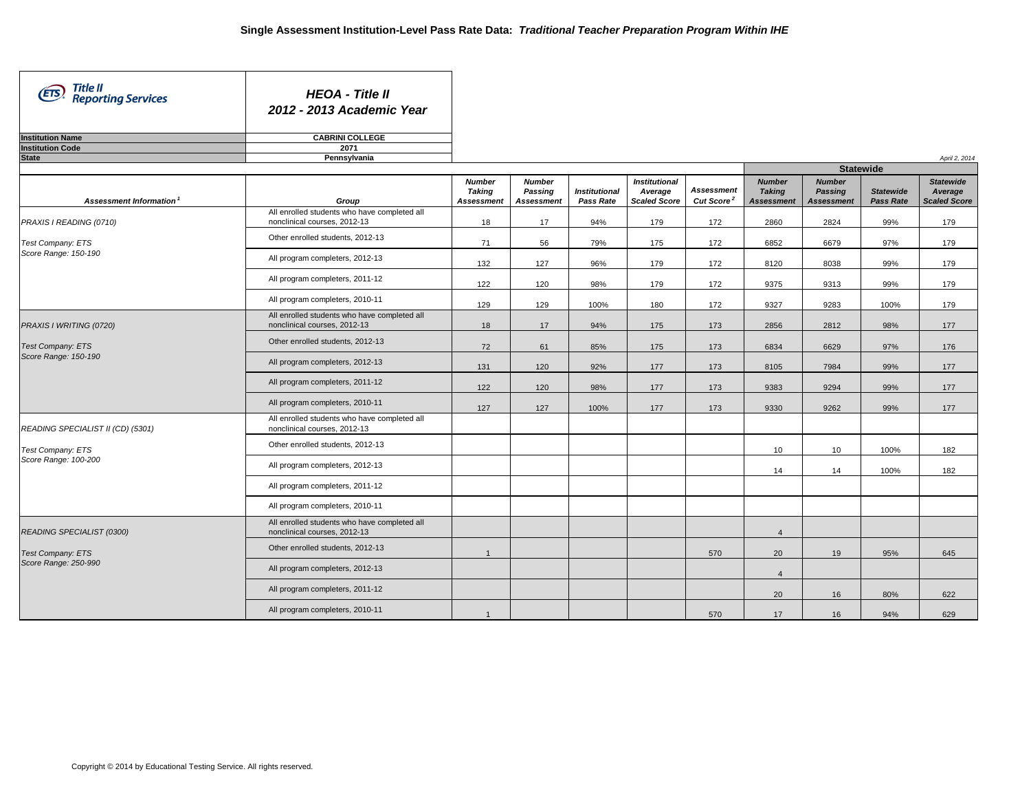# Single Assessment Institution-Level Pass Rate Data: *Traditional Teacher Preparation Program Within IHE*

**Title II Reporting Services**

***HEOA - Title II***
***2012 - 2013 Academic Year***

| | |
|---|---|
| **Institution Name** | **CABRINI COLLEGE** |
| **Institution Code** | **2071** |
| **State** | **Pennsylvania** |

*April 2, 2014*

| Assessment Information[1] | Group | Number Taking Assessment | Number Passing Assessment | Institutional Pass Rate | Institutional Average Scaled Score | Assessment Cut Score[2] | Statewide Number Taking Assessment | Statewide Number Passing Assessment | Statewide Pass Rate | Statewide Average Scaled Score |
|---|---|---|---|---|---|---|---|---|---|---|
| PRAXIS I READING (0710) | All enrolled students who have completed all nonclinical courses, 2012-13 | 18 | 17 | 94% | 179 | 172 | 2860 | 2824 | 99% | 179 |
| Test Company: ETS | Other enrolled students, 2012-13 | 71 | 56 | 79% | 175 | 172 | 6852 | 6679 | 97% | 179 |
| Score Range: 150-190 | All program completers, 2012-13 | 132 | 127 | 96% | 179 | 172 | 8120 | 8038 | 99% | 179 |
| | All program completers, 2011-12 | 122 | 120 | 98% | 179 | 172 | 9375 | 9313 | 99% | 179 |
| | All program completers, 2010-11 | 129 | 129 | 100% | 180 | 172 | 9327 | 9283 | 100% | 179 |
| PRAXIS I WRITING (0720) | All enrolled students who have completed all nonclinical courses, 2012-13 | 18 | 17 | 94% | 175 | 173 | 2856 | 2812 | 98% | 177 |
| Test Company: ETS | Other enrolled students, 2012-13 | 72 | 61 | 85% | 175 | 173 | 6834 | 6629 | 97% | 176 |
| Score Range: 150-190 | All program completers, 2012-13 | 131 | 120 | 92% | 177 | 173 | 8105 | 7984 | 99% | 177 |
| | All program completers, 2011-12 | 122 | 120 | 98% | 177 | 173 | 9383 | 9294 | 99% | 177 |
| | All program completers, 2010-11 | 127 | 127 | 100% | 177 | 173 | 9330 | 9262 | 99% | 177 |
| READING SPECIALIST II (CD) (5301) | All enrolled students who have completed all nonclinical courses, 2012-13 | | | | | | | | | |
| Test Company: ETS | Other enrolled students, 2012-13 | | | | | | 10 | 10 | 100% | 182 |
| Score Range: 100-200 | All program completers, 2012-13 | | | | | | 14 | 14 | 100% | 182 |
| | All program completers, 2011-12 | | | | | | | | | |
| | All program completers, 2010-11 | | | | | | | | | |
| READING SPECIALIST (0300) | All enrolled students who have completed all nonclinical courses, 2012-13 | | | | | | 4 | | | |
| Test Company: ETS | Other enrolled students, 2012-13 | 1 | | | | 570 | 20 | 19 | 95% | 645 |
| Score Range: 250-990 | All program completers, 2012-13 | | | | | | 4 | | | |
| | All program completers, 2011-12 | | | | | | 20 | 16 | 80% | 622 |
| | All program completers, 2010-11 | 1 | | | | 570 | 17 | 16 | 94% | 629 |

Copyright © 2014 by Educational Testing Service. All rights reserved.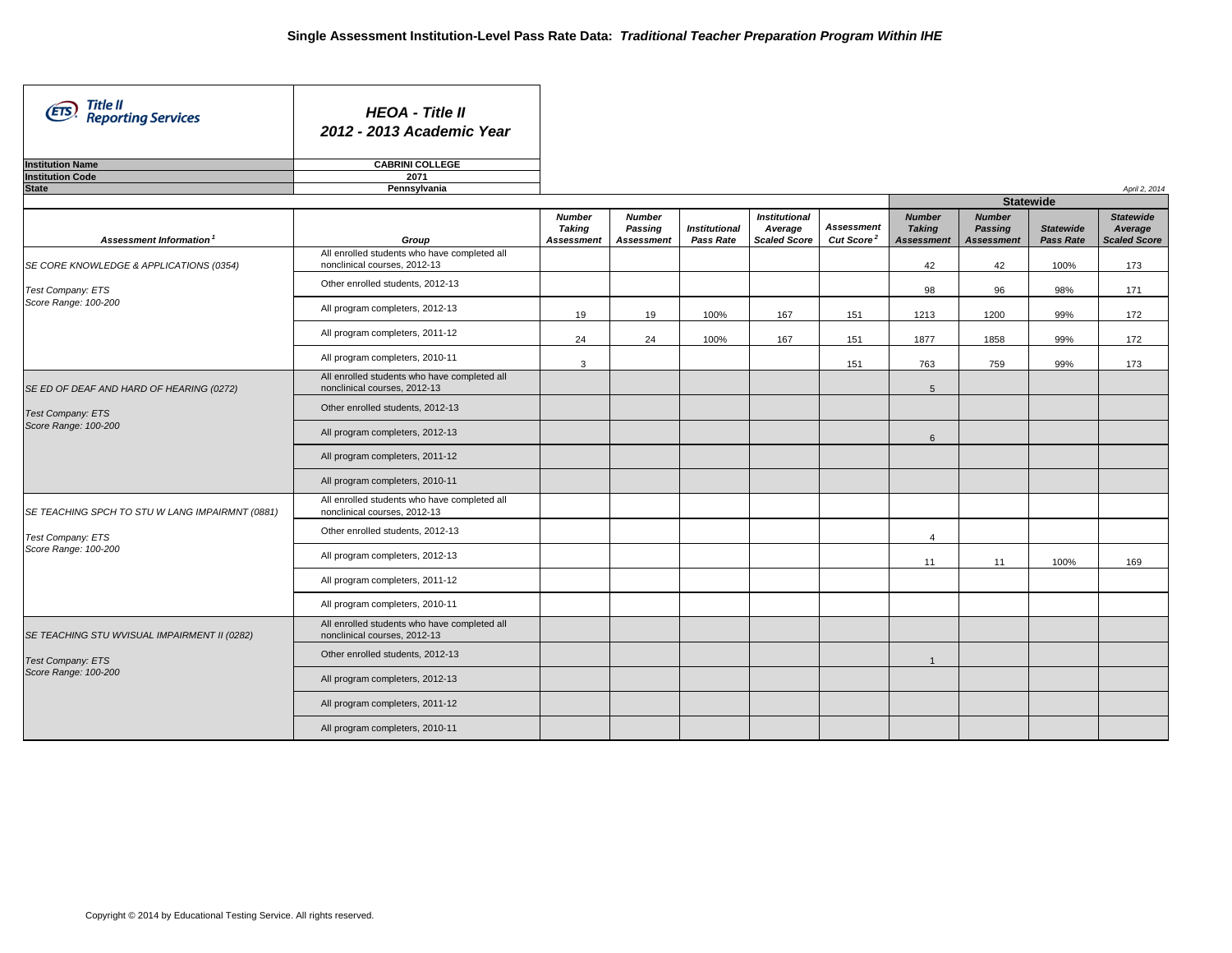# Single Assessment Institution-Level Pass Rate Data: *Traditional Teacher Preparation Program Within IHE*

**ETS Title II Reporting Services**

***HEOA - Title II***
***2012 - 2013 Academic Year***

| | |
|---|---|
| **Institution Name** | **CABRINI COLLEGE** |
| **Institution Code** | **2071** |
| **State** | **Pennsylvania** |

*April 2, 2014*

| Assessment Information[1] | Group | Number Taking Assessment | Number Passing Assessment | Institutional Pass Rate | Institutional Average Scaled Score | Assessment Cut Score[2] | Statewide: Number Taking Assessment | Statewide: Number Passing Assessment | Statewide: Statewide Pass Rate | Statewide: Statewide Average Scaled Score |
|---|---|---|---|---|---|---|---|---|---|---|
| SE CORE KNOWLEDGE & APPLICATIONS (0354) | All enrolled students who have completed all nonclinical courses, 2012-13 | | | | | | 42 | 42 | 100% | 173 |
| Test Company: ETS | Other enrolled students, 2012-13 | | | | | | 98 | 96 | 98% | 171 |
| Score Range: 100-200 | All program completers, 2012-13 | 19 | 19 | 100% | 167 | 151 | 1213 | 1200 | 99% | 172 |
| | All program completers, 2011-12 | 24 | 24 | 100% | 167 | 151 | 1877 | 1858 | 99% | 172 |
| | All program completers, 2010-11 | 3 | | | | 151 | 763 | 759 | 99% | 173 |
| SE ED OF DEAF AND HARD OF HEARING (0272) | All enrolled students who have completed all nonclinical courses, 2012-13 | | | | | | 5 | | | |
| Test Company: ETS | Other enrolled students, 2012-13 | | | | | | | | | |
| Score Range: 100-200 | All program completers, 2012-13 | | | | | | 6 | | | |
| | All program completers, 2011-12 | | | | | | | | | |
| | All program completers, 2010-11 | | | | | | | | | |
| SE TEACHING SPCH TO STU W LANG IMPAIRMNT (0881) | All enrolled students who have completed all nonclinical courses, 2012-13 | | | | | | | | | |
| Test Company: ETS | Other enrolled students, 2012-13 | | | | | | 4 | | | |
| Score Range: 100-200 | All program completers, 2012-13 | | | | | | 11 | 11 | 100% | 169 |
| | All program completers, 2011-12 | | | | | | | | | |
| | All program completers, 2010-11 | | | | | | | | | |
| SE TEACHING STU WVISUAL IMPAIRMENT II (0282) | All enrolled students who have completed all nonclinical courses, 2012-13 | | | | | | | | | |
| Test Company: ETS | Other enrolled students, 2012-13 | | | | | | 1 | | | |
| Score Range: 100-200 | All program completers, 2012-13 | | | | | | | | | |
| | All program completers, 2011-12 | | | | | | | | | |
| | All program completers, 2010-11 | | | | | | | | | |

Copyright © 2014 by Educational Testing Service. All rights reserved.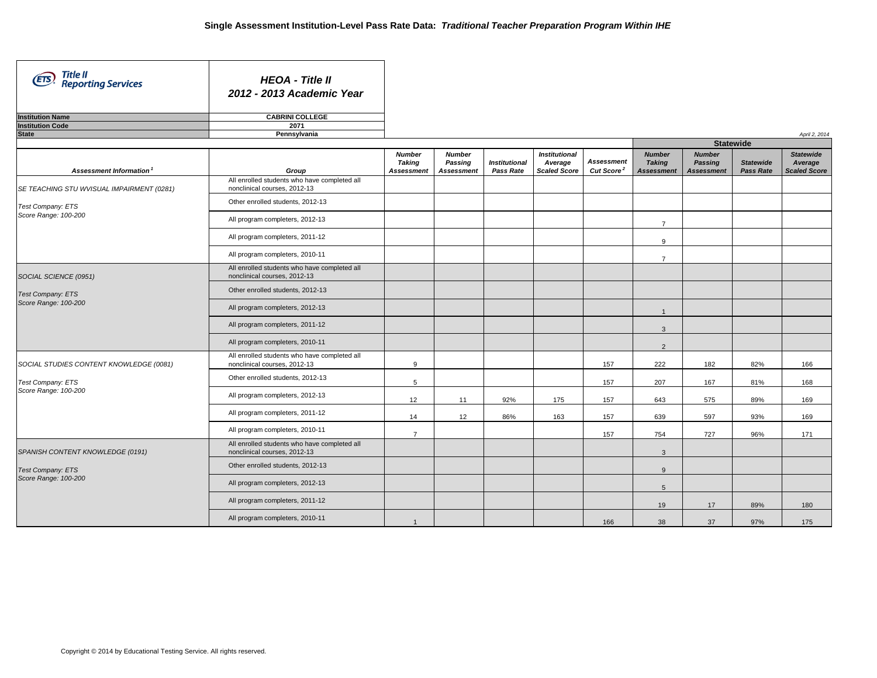# Single Assessment Institution-Level Pass Rate Data: *Traditional Teacher Preparation Program Within IHE*

**Title II Reporting Services**

***HEOA - Title II***
***2012 - 2013 Academic Year***

| | |
|---|---|
| **Institution Name** | **CABRINI COLLEGE** |
| **Institution Code** | **2071** |
| **State** | **Pennsylvania** |

*April 2, 2014*

| Assessment Information[1] | Group | Number Taking Assessment | Number Passing Assessment | Institutional Pass Rate | Institutional Average Scaled Score | Assessment Cut Score[2] | Statewide Number Taking Assessment | Statewide Number Passing Assessment | Statewide Pass Rate | Statewide Average Scaled Score |
|---|---|---|---|---|---|---|---|---|---|---|
| SE TEACHING STU WVISUAL IMPAIRMENT (0281) | All enrolled students who have completed all nonclinical courses, 2012-13 | | | | | | | | | |
| Test Company: ETS | Other enrolled students, 2012-13 | | | | | | | | | |
| Score Range: 100-200 | All program completers, 2012-13 | | | | | | 7 | | | |
| | All program completers, 2011-12 | | | | | | 9 | | | |
| | All program completers, 2010-11 | | | | | | 7 | | | |
| SOCIAL SCIENCE (0951) | All enrolled students who have completed all nonclinical courses, 2012-13 | | | | | | | | | |
| Test Company: ETS | Other enrolled students, 2012-13 | | | | | | | | | |
| Score Range: 100-200 | All program completers, 2012-13 | | | | | | 1 | | | |
| | All program completers, 2011-12 | | | | | | 3 | | | |
| | All program completers, 2010-11 | | | | | | 2 | | | |
| SOCIAL STUDIES CONTENT KNOWLEDGE (0081) | All enrolled students who have completed all nonclinical courses, 2012-13 | 9 | | | | 157 | 222 | 182 | 82% | 166 |
| Test Company: ETS | Other enrolled students, 2012-13 | 5 | | | | 157 | 207 | 167 | 81% | 168 |
| Score Range: 100-200 | All program completers, 2012-13 | 12 | 11 | 92% | 175 | 157 | 643 | 575 | 89% | 169 |
| | All program completers, 2011-12 | 14 | 12 | 86% | 163 | 157 | 639 | 597 | 93% | 169 |
| | All program completers, 2010-11 | 7 | | | | 157 | 754 | 727 | 96% | 171 |
| SPANISH CONTENT KNOWLEDGE (0191) | All enrolled students who have completed all nonclinical courses, 2012-13 | | | | | | 3 | | | |
| Test Company: ETS | Other enrolled students, 2012-13 | | | | | | 9 | | | |
| Score Range: 100-200 | All program completers, 2012-13 | | | | | | 5 | | | |
| | All program completers, 2011-12 | | | | | | 19 | 17 | 89% | 180 |
| | All program completers, 2010-11 | 1 | | | | 166 | 38 | 37 | 97% | 175 |

Copyright © 2014 by Educational Testing Service. All rights reserved.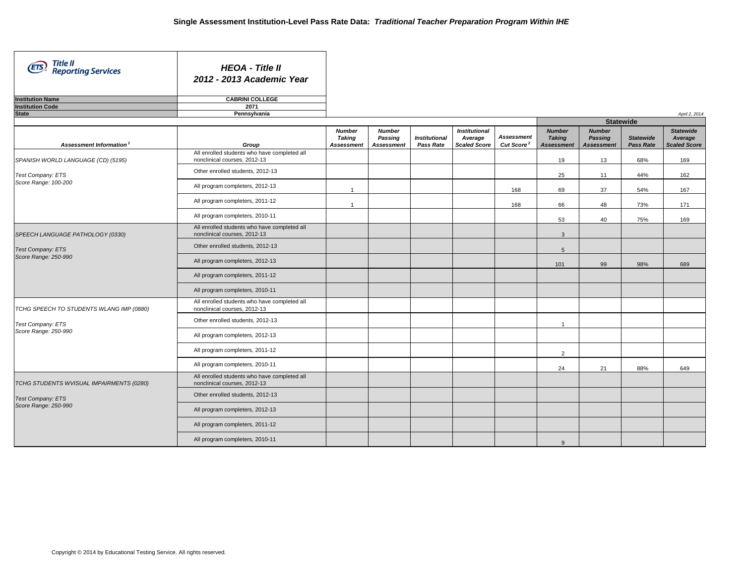# Single Assessment Institution-Level Pass Rate Data: *Traditional Teacher Preparation Program Within IHE*

**Title II Reporting Services**

***HEOA - Title II***
***2012 - 2013 Academic Year***

| | |
|---|---|
| **Institution Name** | **CABRINI COLLEGE** |
| **Institution Code** | **2071** |
| **State** | **Pennsylvania** |

*April 2, 2014*

| *Assessment Information*[1] | *Group* | *Number Taking Assessment* | *Number Passing Assessment* | *Institutional Pass Rate* | *Institutional Average Scaled Score* | *Assessment Cut Score*[2] | **Statewide** *Number Taking Assessment* | *Number Passing Assessment* | *Statewide Pass Rate* | *Statewide Average Scaled Score* |
|---|---|---|---|---|---|---|---|---|---|---|
| *SPANISH WORLD LANGUAGE (CD) (5195)* | All enrolled students who have completed all nonclinical courses, 2012-13 | | | | | | 19 | 13 | 68% | 169 |
| *Test Company: ETS* | Other enrolled students, 2012-13 | | | | | | 25 | 11 | 44% | 162 |
| *Score Range: 100-200* | All program completers, 2012-13 | 1 | | | | 168 | 69 | 37 | 54% | 167 |
| | All program completers, 2011-12 | 1 | | | | 168 | 66 | 48 | 73% | 171 |
| | All program completers, 2010-11 | | | | | | 53 | 40 | 75% | 169 |
| *SPEECH LANGUAGE PATHOLOGY (0330)* | All enrolled students who have completed all nonclinical courses, 2012-13 | | | | | | 3 | | | |
| *Test Company: ETS* | Other enrolled students, 2012-13 | | | | | | 5 | | | |
| *Score Range: 250-990* | All program completers, 2012-13 | | | | | | 101 | 99 | 98% | 689 |
| | All program completers, 2011-12 | | | | | | | | | |
| | All program completers, 2010-11 | | | | | | | | | |
| *TCHG SPEECH TO STUDENTS WLANG IMP (0880)* | All enrolled students who have completed all nonclinical courses, 2012-13 | | | | | | | | | |
| *Test Company: ETS* | Other enrolled students, 2012-13 | | | | | | 1 | | | |
| *Score Range: 250-990* | All program completers, 2012-13 | | | | | | | | | |
| | All program completers, 2011-12 | | | | | | 2 | | | |
| | All program completers, 2010-11 | | | | | | 24 | 21 | 88% | 649 |
| *TCHG STUDENTS WVISUAL IMPAIRMENTS (0280)* | All enrolled students who have completed all nonclinical courses, 2012-13 | | | | | | | | | |
| *Test Company: ETS* | Other enrolled students, 2012-13 | | | | | | | | | |
| *Score Range: 250-990* | All program completers, 2012-13 | | | | | | | | | |
| | All program completers, 2011-12 | | | | | | | | | |
| | All program completers, 2010-11 | | | | | | 9 | | | |

Copyright © 2014 by Educational Testing Service. All rights reserved.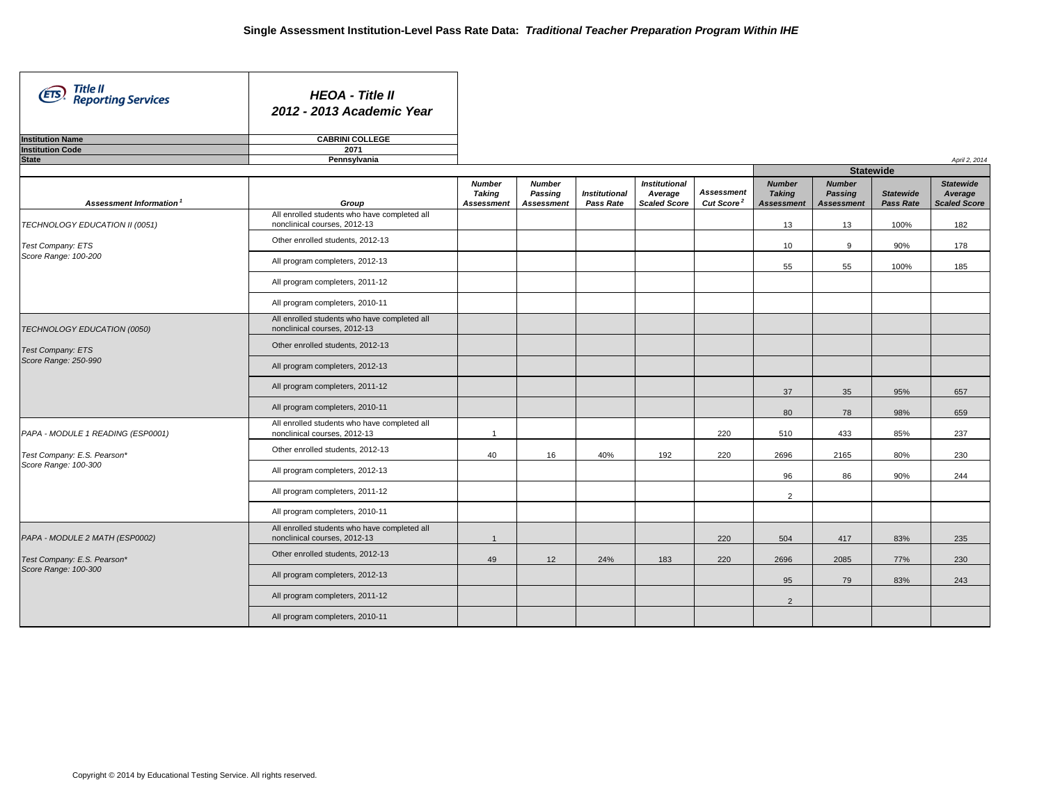# Single Assessment Institution-Level Pass Rate Data: *Traditional Teacher Preparation Program Within IHE*

**Title II Reporting Services**

***HEOA - Title II***
***2012 - 2013 Academic Year***

| | |
|---|---|
| **Institution Name** | **CABRINI COLLEGE** |
| **Institution Code** | **2071** |
| **State** | **Pennsylvania** |

*April 2, 2014*

| Assessment Information[1] | Group | Number Taking Assessment | Number Passing Assessment | Institutional Pass Rate | Institutional Average Scaled Score | Assessment Cut Score[2] | Statewide Number Taking Assessment | Statewide Number Passing Assessment | Statewide Pass Rate | Statewide Average Scaled Score |
|---|---|---|---|---|---|---|---|---|---|---|
| TECHNOLOGY EDUCATION II (0051) Test Company: ETS Score Range: 100-200 | All enrolled students who have completed all nonclinical courses, 2012-13 | | | | | | 13 | 13 | 100% | 182 |
| | Other enrolled students, 2012-13 | | | | | | 10 | 9 | 90% | 178 |
| | All program completers, 2012-13 | | | | | | 55 | 55 | 100% | 185 |
| | All program completers, 2011-12 | | | | | | | | | |
| | All program completers, 2010-11 | | | | | | | | | |
| TECHNOLOGY EDUCATION (0050) Test Company: ETS Score Range: 250-990 | All enrolled students who have completed all nonclinical courses, 2012-13 | | | | | | | | | |
| | Other enrolled students, 2012-13 | | | | | | | | | |
| | All program completers, 2012-13 | | | | | | | | | |
| | All program completers, 2011-12 | | | | | | 37 | 35 | 95% | 657 |
| | All program completers, 2010-11 | | | | | | 80 | 78 | 98% | 659 |
| PAPA - MODULE 1 READING (ESP0001) Test Company: E.S. Pearson* Score Range: 100-300 | All enrolled students who have completed all nonclinical courses, 2012-13 | 1 | | | | 220 | 510 | 433 | 85% | 237 |
| | Other enrolled students, 2012-13 | 40 | 16 | 40% | 192 | 220 | 2696 | 2165 | 80% | 230 |
| | All program completers, 2012-13 | | | | | | 96 | 86 | 90% | 244 |
| | All program completers, 2011-12 | | | | | | 2 | | | |
| | All program completers, 2010-11 | | | | | | | | | |
| PAPA - MODULE 2 MATH (ESP0002) Test Company: E.S. Pearson* Score Range: 100-300 | All enrolled students who have completed all nonclinical courses, 2012-13 | 1 | | | | 220 | 504 | 417 | 83% | 235 |
| | Other enrolled students, 2012-13 | 49 | 12 | 24% | 183 | 220 | 2696 | 2085 | 77% | 230 |
| | All program completers, 2012-13 | | | | | | 95 | 79 | 83% | 243 |
| | All program completers, 2011-12 | | | | | | 2 | | | |
| | All program completers, 2010-11 | | | | | | | | | |

Copyright © 2014 by Educational Testing Service. All rights reserved.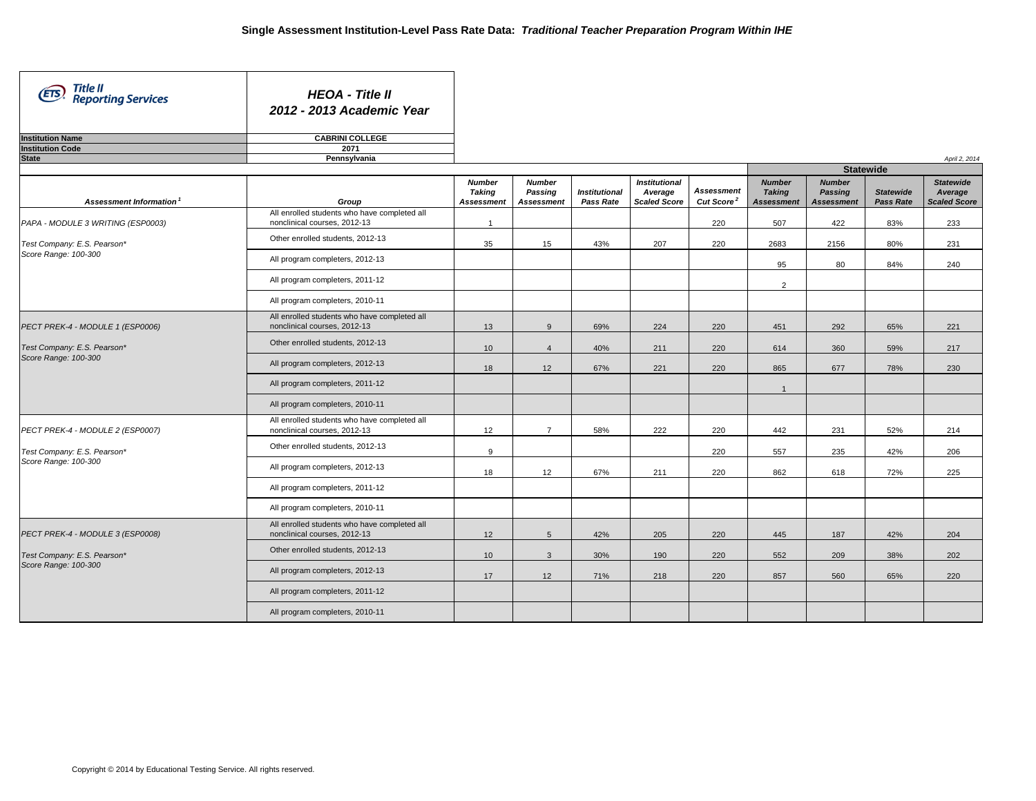# Single Assessment Institution-Level Pass Rate Data: *Traditional Teacher Preparation Program Within IHE*

**Title II Reporting Services**

***HEOA - Title II***
***2012 - 2013 Academic Year***

| | |
|---|---|
| **Institution Name** | **CABRINI COLLEGE** |
| **Institution Code** | **2071** |
| **State** | **Pennsylvania** |

*April 2, 2014*

| Assessment Information[1] | Group | Number Taking Assessment | Number Passing Assessment | Institutional Pass Rate | Institutional Average Scaled Score | Assessment Cut Score[2] | Statewide Number Taking Assessment | Statewide Number Passing Assessment | Statewide Pass Rate | Statewide Average Scaled Score |
|---|---|---|---|---|---|---|---|---|---|---|
| PAPA - MODULE 3 WRITING (ESP0003) | All enrolled students who have completed all nonclinical courses, 2012-13 | 1 | | | | 220 | 507 | 422 | 83% | 233 |
| Test Company: E.S. Pearson* | Other enrolled students, 2012-13 | 35 | 15 | 43% | 207 | 220 | 2683 | 2156 | 80% | 231 |
| Score Range: 100-300 | All program completers, 2012-13 | | | | | | 95 | 80 | 84% | 240 |
| | All program completers, 2011-12 | | | | | | 2 | | | |
| | All program completers, 2010-11 | | | | | | | | | |
| PECT PREK-4 - MODULE 1 (ESP0006) | All enrolled students who have completed all nonclinical courses, 2012-13 | 13 | 9 | 69% | 224 | 220 | 451 | 292 | 65% | 221 |
| Test Company: E.S. Pearson* | Other enrolled students, 2012-13 | 10 | 4 | 40% | 211 | 220 | 614 | 360 | 59% | 217 |
| Score Range: 100-300 | All program completers, 2012-13 | 18 | 12 | 67% | 221 | 220 | 865 | 677 | 78% | 230 |
| | All program completers, 2011-12 | | | | | | 1 | | | |
| | All program completers, 2010-11 | | | | | | | | | |
| PECT PREK-4 - MODULE 2 (ESP0007) | All enrolled students who have completed all nonclinical courses, 2012-13 | 12 | 7 | 58% | 222 | 220 | 442 | 231 | 52% | 214 |
| Test Company: E.S. Pearson* | Other enrolled students, 2012-13 | 9 | | | | 220 | 557 | 235 | 42% | 206 |
| Score Range: 100-300 | All program completers, 2012-13 | 18 | 12 | 67% | 211 | 220 | 862 | 618 | 72% | 225 |
| | All program completers, 2011-12 | | | | | | | | | |
| | All program completers, 2010-11 | | | | | | | | | |
| PECT PREK-4 - MODULE 3 (ESP0008) | All enrolled students who have completed all nonclinical courses, 2012-13 | 12 | 5 | 42% | 205 | 220 | 445 | 187 | 42% | 204 |
| Test Company: E.S. Pearson* | Other enrolled students, 2012-13 | 10 | 3 | 30% | 190 | 220 | 552 | 209 | 38% | 202 |
| Score Range: 100-300 | All program completers, 2012-13 | 17 | 12 | 71% | 218 | 220 | 857 | 560 | 65% | 220 |
| | All program completers, 2011-12 | | | | | | | | | |
| | All program completers, 2010-11 | | | | | | | | | |

Copyright © 2014 by Educational Testing Service. All rights reserved.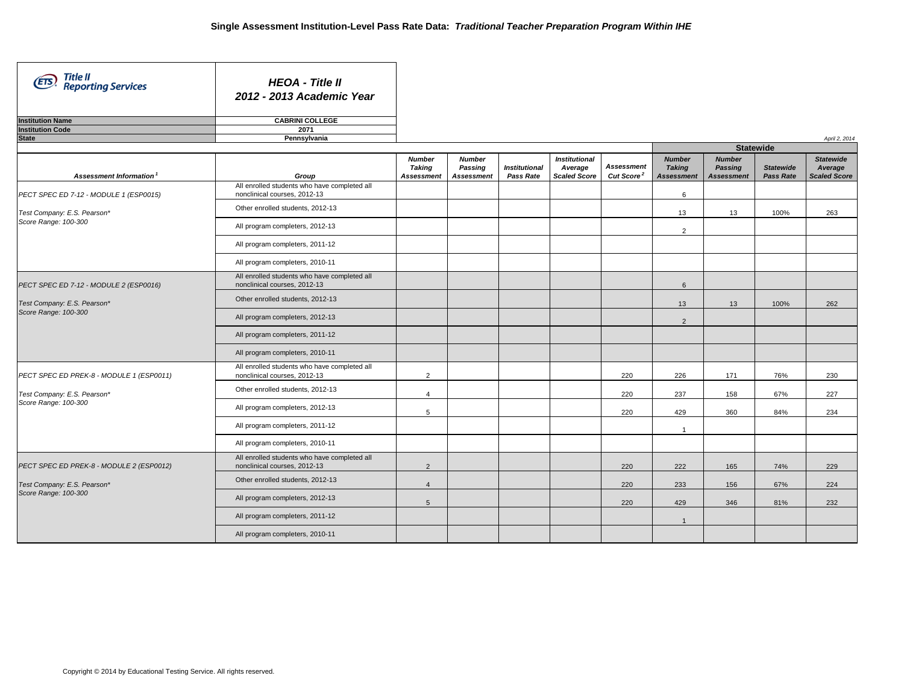# Single Assessment Institution-Level Pass Rate Data: *Traditional Teacher Preparation Program Within IHE*

**Title II Reporting Services**

***HEOA - Title II***
***2012 - 2013 Academic Year***

| | |
|---|---|
| **Institution Name** | **CABRINI COLLEGE** |
| **Institution Code** | **2071** |
| **State** | **Pennsylvania** |

*April 2, 2014*

| *Assessment Information[1]* | *Group* | *Number Taking Assessment* | *Number Passing Assessment* | *Institutional Pass Rate* | *Institutional Average Scaled Score* | *Assessment Cut Score[2]* | Statewide *Number Taking Assessment* | Statewide *Number Passing Assessment* | Statewide *Statewide Pass Rate* | Statewide *Statewide Average Scaled Score* |
|---|---|---|---|---|---|---|---|---|---|---|
| PECT SPEC ED 7-12 - MODULE 1 (ESP0015) | All enrolled students who have completed all nonclinical courses, 2012-13 | | | | | | 6 | | | |
| Test Company: E.S. Pearson* | Other enrolled students, 2012-13 | | | | | | 13 | 13 | 100% | 263 |
| Score Range: 100-300 | All program completers, 2012-13 | | | | | | 2 | | | |
| | All program completers, 2011-12 | | | | | | | | | |
| | All program completers, 2010-11 | | | | | | | | | |
| PECT SPEC ED 7-12 - MODULE 2 (ESP0016) | All enrolled students who have completed all nonclinical courses, 2012-13 | | | | | | 6 | | | |
| Test Company: E.S. Pearson* | Other enrolled students, 2012-13 | | | | | | 13 | 13 | 100% | 262 |
| Score Range: 100-300 | All program completers, 2012-13 | | | | | | 2 | | | |
| | All program completers, 2011-12 | | | | | | | | | |
| | All program completers, 2010-11 | | | | | | | | | |
| PECT SPEC ED PREK-8 - MODULE 1 (ESP0011) | All enrolled students who have completed all nonclinical courses, 2012-13 | 2 | | | | 220 | 226 | 171 | 76% | 230 |
| Test Company: E.S. Pearson* | Other enrolled students, 2012-13 | 4 | | | | 220 | 237 | 158 | 67% | 227 |
| Score Range: 100-300 | All program completers, 2012-13 | 5 | | | | 220 | 429 | 360 | 84% | 234 |
| | All program completers, 2011-12 | | | | | | 1 | | | |
| | All program completers, 2010-11 | | | | | | | | | |
| PECT SPEC ED PREK-8 - MODULE 2 (ESP0012) | All enrolled students who have completed all nonclinical courses, 2012-13 | 2 | | | | 220 | 222 | 165 | 74% | 229 |
| Test Company: E.S. Pearson* | Other enrolled students, 2012-13 | 4 | | | | 220 | 233 | 156 | 67% | 224 |
| Score Range: 100-300 | All program completers, 2012-13 | 5 | | | | 220 | 429 | 346 | 81% | 232 |
| | All program completers, 2011-12 | | | | | | 1 | | | |
| | All program completers, 2010-11 | | | | | | | | | |

Copyright © 2014 by Educational Testing Service. All rights reserved.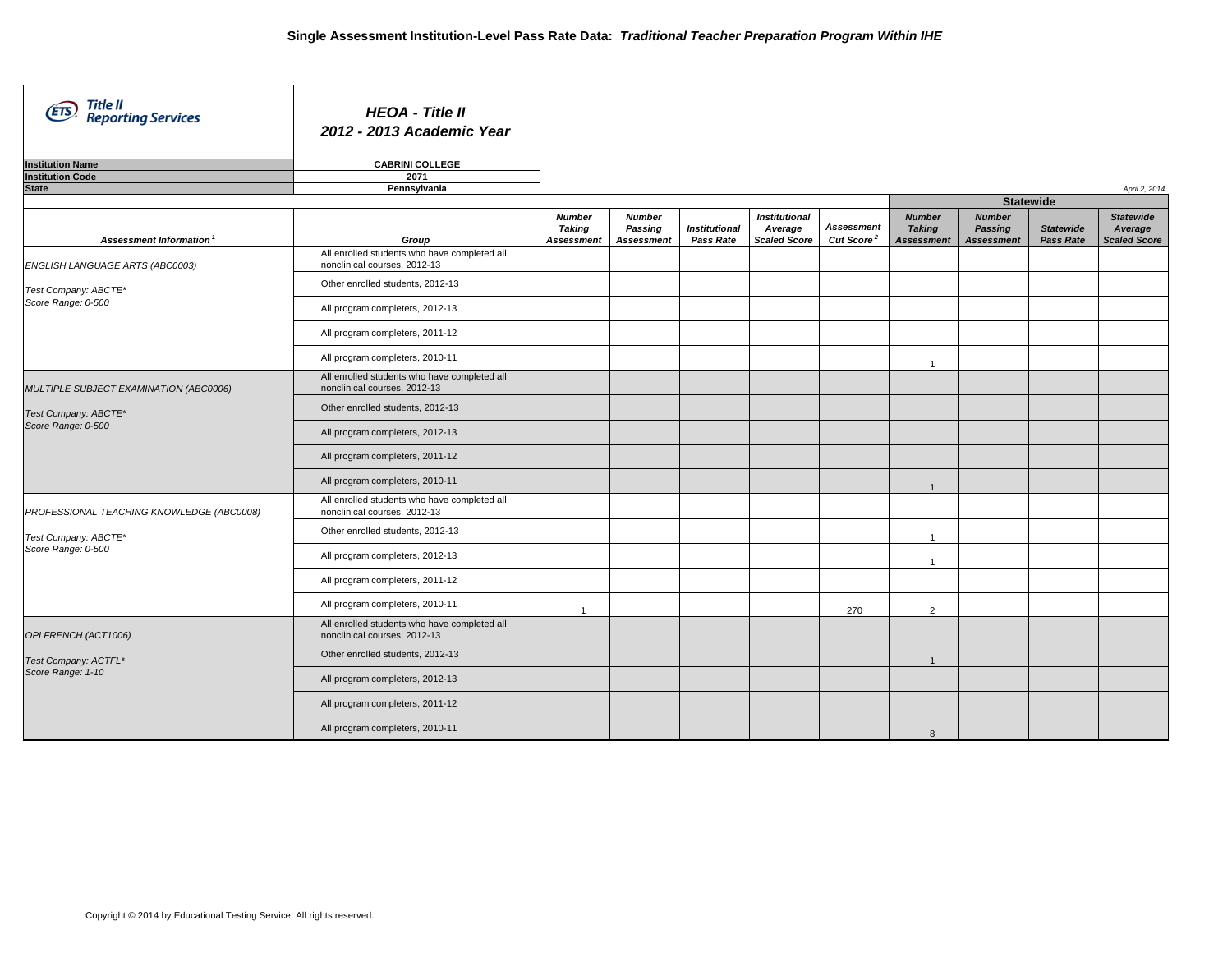# Single Assessment Institution-Level Pass Rate Data: *Traditional Teacher Preparation Program Within IHE*

**Title II Reporting Services**

***HEOA - Title II***
***2012 - 2013 Academic Year***

| | |
|---|---|
| **Institution Name** | **CABRINI COLLEGE** |
| **Institution Code** | **2071** |
| **State** | **Pennsylvania** |

*April 2, 2014*

| Assessment Information[1] | Group | Number Taking Assessment | Number Passing Assessment | Institutional Pass Rate | Institutional Average Scaled Score | Assessment Cut Score[2] | Statewide Number Taking Assessment | Statewide Number Passing Assessment | Statewide Pass Rate | Statewide Average Scaled Score |
|---|---|---|---|---|---|---|---|---|---|---|
| ENGLISH LANGUAGE ARTS (ABC0003) | All enrolled students who have completed all nonclinical courses, 2012-13 | | | | | | | | | |
| Test Company: ABCTE* Score Range: 0-500 | Other enrolled students, 2012-13 | | | | | | | | | |
| | All program completers, 2012-13 | | | | | | | | | |
| | All program completers, 2011-12 | | | | | | | | | |
| | All program completers, 2010-11 | | | | | | 1 | | | |
| MULTIPLE SUBJECT EXAMINATION (ABC0006) | All enrolled students who have completed all nonclinical courses, 2012-13 | | | | | | | | | |
| Test Company: ABCTE* Score Range: 0-500 | Other enrolled students, 2012-13 | | | | | | | | | |
| | All program completers, 2012-13 | | | | | | | | | |
| | All program completers, 2011-12 | | | | | | | | | |
| | All program completers, 2010-11 | | | | | | 1 | | | |
| PROFESSIONAL TEACHING KNOWLEDGE (ABC0008) | All enrolled students who have completed all nonclinical courses, 2012-13 | | | | | | | | | |
| Test Company: ABCTE* Score Range: 0-500 | Other enrolled students, 2012-13 | | | | | | 1 | | | |
| | All program completers, 2012-13 | | | | | | 1 | | | |
| | All program completers, 2011-12 | | | | | | | | | |
| | All program completers, 2010-11 | 1 | | | | 270 | 2 | | | |
| OPI FRENCH (ACT1006) | All enrolled students who have completed all nonclinical courses, 2012-13 | | | | | | | | | |
| Test Company: ACTFL* Score Range: 1-10 | Other enrolled students, 2012-13 | | | | | | 1 | | | |
| | All program completers, 2012-13 | | | | | | | | | |
| | All program completers, 2011-12 | | | | | | | | | |
| | All program completers, 2010-11 | | | | | | 8 | | | |

Copyright © 2014 by Educational Testing Service. All rights reserved.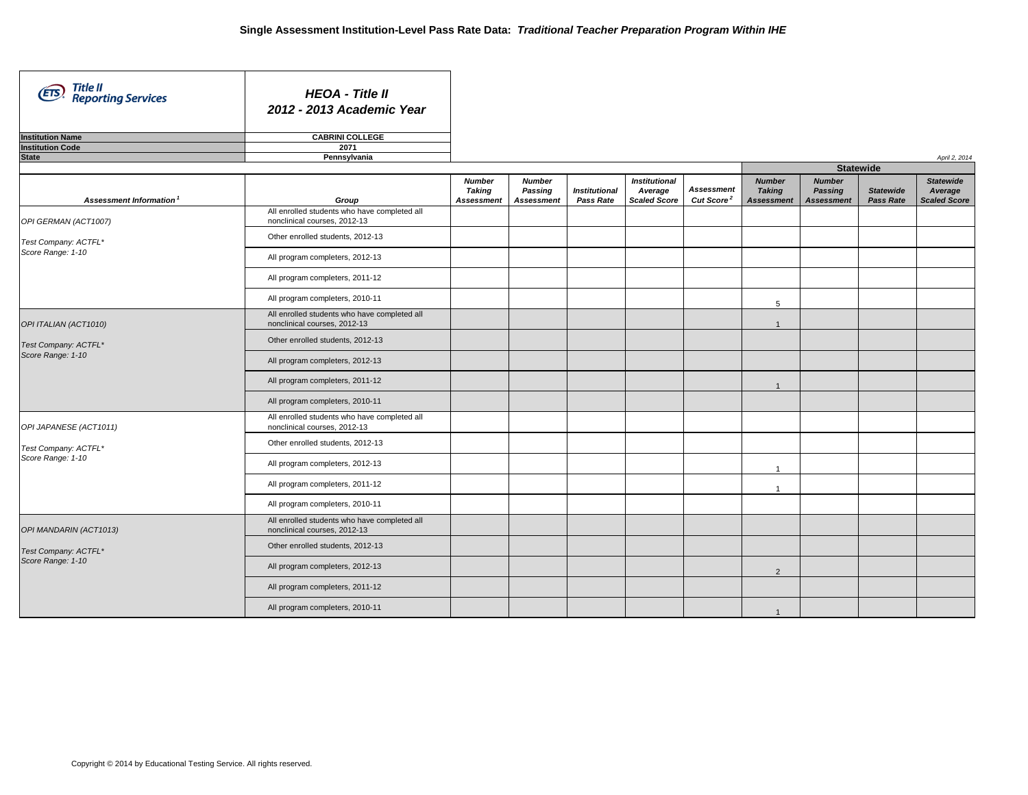# Single Assessment Institution-Level Pass Rate Data: *Traditional Teacher Preparation Program Within IHE*

**Title II Reporting Services**

***HEOA - Title II***
***2012 - 2013 Academic Year***

| | |
|---|---|
| **Institution Name** | **CABRINI COLLEGE** |
| **Institution Code** | **2071** |
| **State** | **Pennsylvania** |

*April 2, 2014*

| Assessment Information [1] | Group | Number Taking Assessment | Number Passing Assessment | Institutional Pass Rate | Institutional Average Scaled Score | Assessment Cut Score [2] | Statewide Number Taking Assessment | Statewide Number Passing Assessment | Statewide Pass Rate | Statewide Average Scaled Score |
|---|---|---|---|---|---|---|---|---|---|---|
| OPI GERMAN (ACT1007) | All enrolled students who have completed all nonclinical courses, 2012-13 | | | | | | | | | |
| Test Company: ACTFL* Score Range: 1-10 | Other enrolled students, 2012-13 | | | | | | | | | |
| | All program completers, 2012-13 | | | | | | | | | |
| | All program completers, 2011-12 | | | | | | | | | |
| | All program completers, 2010-11 | | | | | | 5 | | | |
| OPI ITALIAN (ACT1010) | All enrolled students who have completed all nonclinical courses, 2012-13 | | | | | | 1 | | | |
| Test Company: ACTFL* Score Range: 1-10 | Other enrolled students, 2012-13 | | | | | | | | | |
| | All program completers, 2012-13 | | | | | | | | | |
| | All program completers, 2011-12 | | | | | | 1 | | | |
| | All program completers, 2010-11 | | | | | | | | | |
| OPI JAPANESE (ACT1011) | All enrolled students who have completed all nonclinical courses, 2012-13 | | | | | | | | | |
| Test Company: ACTFL* Score Range: 1-10 | Other enrolled students, 2012-13 | | | | | | | | | |
| | All program completers, 2012-13 | | | | | | 1 | | | |
| | All program completers, 2011-12 | | | | | | 1 | | | |
| | All program completers, 2010-11 | | | | | | | | | |
| OPI MANDARIN (ACT1013) | All enrolled students who have completed all nonclinical courses, 2012-13 | | | | | | | | | |
| Test Company: ACTFL* Score Range: 1-10 | Other enrolled students, 2012-13 | | | | | | | | | |
| | All program completers, 2012-13 | | | | | | 2 | | | |
| | All program completers, 2011-12 | | | | | | | | | |
| | All program completers, 2010-11 | | | | | | 1 | | | |

Copyright © 2014 by Educational Testing Service. All rights reserved.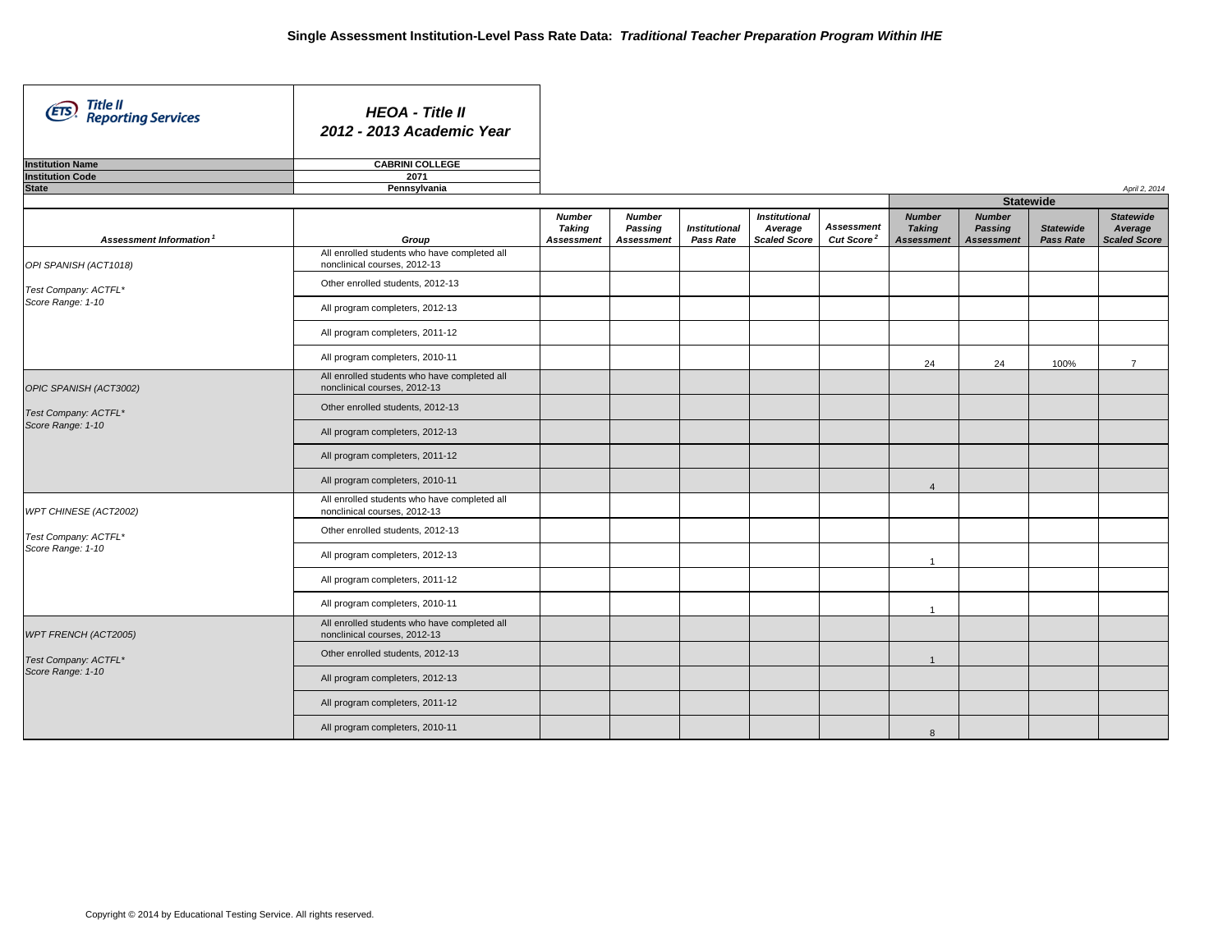# Single Assessment Institution-Level Pass Rate Data: *Traditional Teacher Preparation Program Within IHE*

**HEOA - Title II**
**2012 - 2013 Academic Year**

| | |
|---|---|
| **Institution Name** | **CABRINI COLLEGE** |
| **Institution Code** | **2071** |
| **State** | **Pennsylvania** |

*April 2, 2014*

| Assessment Information[1] | Group | Number Taking Assessment | Number Passing Assessment | Institutional Pass Rate | Institutional Average Scaled Score | Assessment Cut Score[2] | Statewide Number Taking Assessment | Statewide Number Passing Assessment | Statewide Pass Rate | Statewide Average Scaled Score |
|---|---|---|---|---|---|---|---|---|---|---|
| OPI SPANISH (ACT1018)<br>Test Company: ACTFL*<br>Score Range: 1-10 | All enrolled students who have completed all nonclinical courses, 2012-13 | | | | | | | | | |
| | Other enrolled students, 2012-13 | | | | | | | | | |
| | All program completers, 2012-13 | | | | | | | | | |
| | All program completers, 2011-12 | | | | | | | | | |
| | All program completers, 2010-11 | | | | | | 24 | 24 | 100% | 7 |
| OPIC SPANISH (ACT3002)<br>Test Company: ACTFL*<br>Score Range: 1-10 | All enrolled students who have completed all nonclinical courses, 2012-13 | | | | | | | | | |
| | Other enrolled students, 2012-13 | | | | | | | | | |
| | All program completers, 2012-13 | | | | | | | | | |
| | All program completers, 2011-12 | | | | | | | | | |
| | All program completers, 2010-11 | | | | | | 4 | | | |
| WPT CHINESE (ACT2002)<br>Test Company: ACTFL*<br>Score Range: 1-10 | All enrolled students who have completed all nonclinical courses, 2012-13 | | | | | | | | | |
| | Other enrolled students, 2012-13 | | | | | | | | | |
| | All program completers, 2012-13 | | | | | | 1 | | | |
| | All program completers, 2011-12 | | | | | | | | | |
| | All program completers, 2010-11 | | | | | | 1 | | | |
| WPT FRENCH (ACT2005)<br>Test Company: ACTFL*<br>Score Range: 1-10 | All enrolled students who have completed all nonclinical courses, 2012-13 | | | | | | | | | |
| | Other enrolled students, 2012-13 | | | | | | 1 | | | |
| | All program completers, 2012-13 | | | | | | | | | |
| | All program completers, 2011-12 | | | | | | | | | |
| | All program completers, 2010-11 | | | | | | 8 | | | |

Copyright © 2014 by Educational Testing Service. All rights reserved.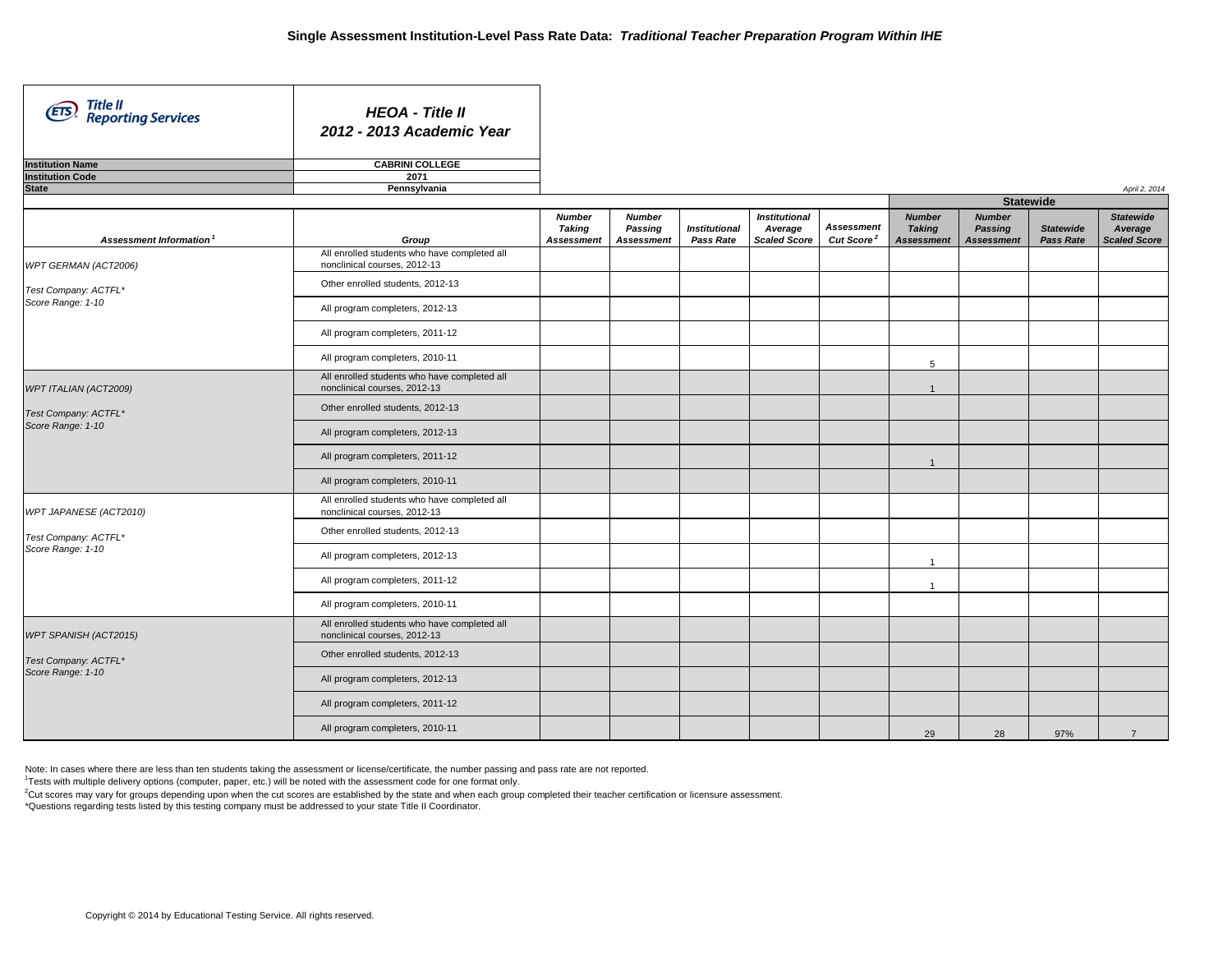## Single Assessment Institution-Level Pass Rate Data: *Traditional Teacher Preparation Program Within IHE*

Title II Reporting Services

***HEOA - Title II***
***2012 - 2013 Academic Year***

| | |
|---|---|
| **Institution Name** | **CABRINI COLLEGE** |
| **Institution Code** | **2071** |
| **State** | **Pennsylvania** |

*April 2, 2014*

| Assessment Information[1] | Group | Number Taking Assessment | Number Passing Assessment | Institutional Pass Rate | Institutional Average Scaled Score | Assessment Cut Score[2] | Statewide: Number Taking Assessment | Statewide: Number Passing Assessment | Statewide: Statewide Pass Rate | Statewide: Statewide Average Scaled Score |
|---|---|---|---|---|---|---|---|---|---|---|
| *WPT GERMAN (ACT2006)* *Test Company: ACTFL** *Score Range: 1-10* | All enrolled students who have completed all nonclinical courses, 2012-13 | | | | | | | | | |
| | Other enrolled students, 2012-13 | | | | | | | | | |
| | All program completers, 2012-13 | | | | | | | | | |
| | All program completers, 2011-12 | | | | | | | | | |
| | All program completers, 2010-11 | | | | | | 5 | | | |
| *WPT ITALIAN (ACT2009)* *Test Company: ACTFL** *Score Range: 1-10* | All enrolled students who have completed all nonclinical courses, 2012-13 | | | | | | 1 | | | |
| | Other enrolled students, 2012-13 | | | | | | | | | |
| | All program completers, 2012-13 | | | | | | | | | |
| | All program completers, 2011-12 | | | | | | 1 | | | |
| | All program completers, 2010-11 | | | | | | | | | |
| *WPT JAPANESE (ACT2010)* *Test Company: ACTFL** *Score Range: 1-10* | All enrolled students who have completed all nonclinical courses, 2012-13 | | | | | | | | | |
| | Other enrolled students, 2012-13 | | | | | | | | | |
| | All program completers, 2012-13 | | | | | | 1 | | | |
| | All program completers, 2011-12 | | | | | | 1 | | | |
| | All program completers, 2010-11 | | | | | | | | | |
| *WPT SPANISH (ACT2015)* *Test Company: ACTFL** *Score Range: 1-10* | All enrolled students who have completed all nonclinical courses, 2012-13 | | | | | | | | | |
| | Other enrolled students, 2012-13 | | | | | | | | | |
| | All program completers, 2012-13 | | | | | | | | | |
| | All program completers, 2011-12 | | | | | | | | | |
| | All program completers, 2010-11 | | | | | | 29 | 28 | 97% | 7 |

Note: In cases where there are less than ten students taking the assessment or license/certificate, the number passing and pass rate are not reported.
[1]Tests with multiple delivery options (computer, paper, etc.) will be noted with the assessment code for one format only.
[2]Cut scores may vary for groups depending upon when the cut scores are established by the state and when each group completed their teacher certification or licensure assessment.
*Questions regarding tests listed by this testing company must be addressed to your state Title II Coordinator.

Copyright © 2014 by Educational Testing Service. All rights reserved.